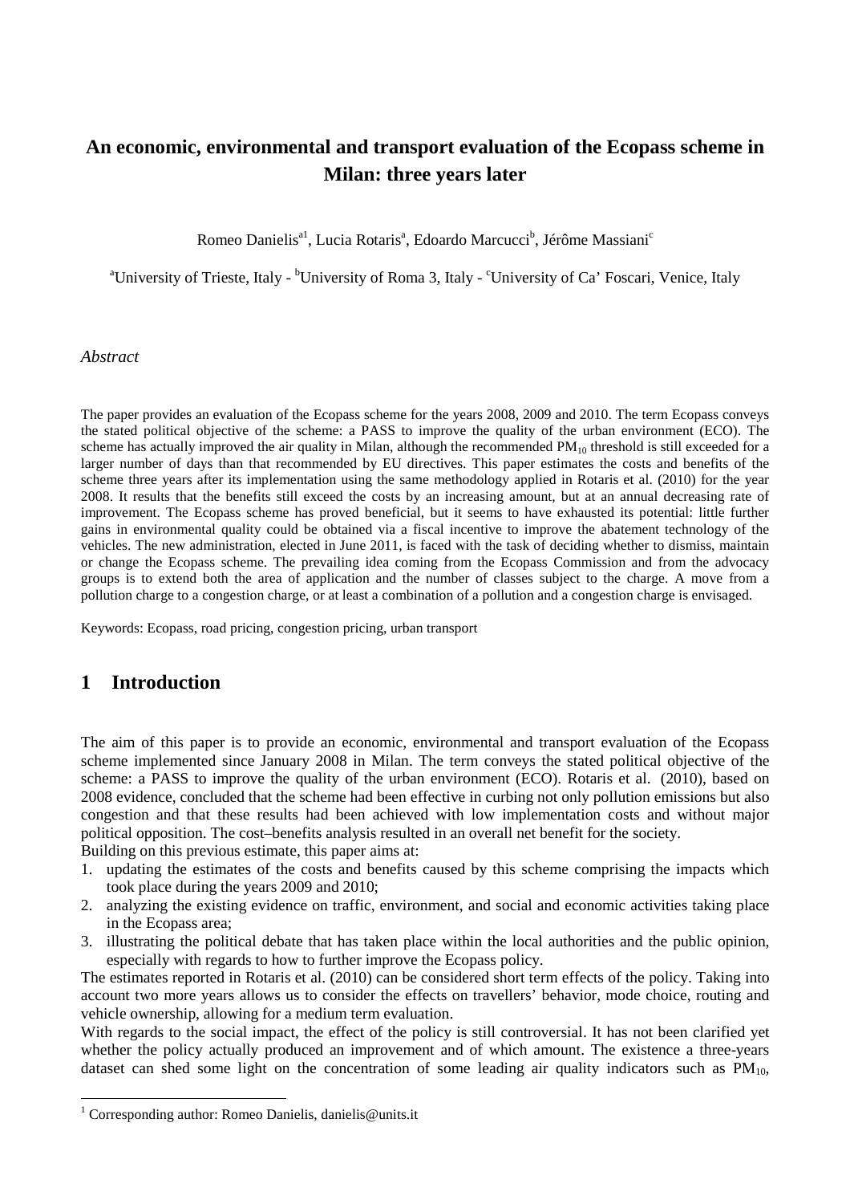# An economic, environmental and transport evaluation of the Ecopass scheme in Milan: three years later

Romeo Danielis[a1], Lucia Rotaris[a], Edoardo Marcucci[b], Jérôme Massiani[c]

[a]University of Trieste, Italy - [b]University of Roma 3, Italy - [c]University of Ca' Foscari, Venice, Italy

*Abstract*

The paper provides an evaluation of the Ecopass scheme for the years 2008, 2009 and 2010. The term Ecopass conveys the stated political objective of the scheme: a PASS to improve the quality of the urban environment (ECO). The scheme has actually improved the air quality in Milan, although the recommended $PM_{10}$ threshold is still exceeded for a larger number of days than that recommended by EU directives. This paper estimates the costs and benefits of the scheme three years after its implementation using the same methodology applied in Rotaris et al. (2010) for the year 2008. It results that the benefits still exceed the costs by an increasing amount, but at an annual decreasing rate of improvement. The Ecopass scheme has proved beneficial, but it seems to have exhausted its potential: little further gains in environmental quality could be obtained via a fiscal incentive to improve the abatement technology of the vehicles. The new administration, elected in June 2011, is faced with the task of deciding whether to dismiss, maintain or change the Ecopass scheme. The prevailing idea coming from the Ecopass Commission and from the advocacy groups is to extend both the area of application and the number of classes subject to the charge. A move from a pollution charge to a congestion charge, or at least a combination of a pollution and a congestion charge is envisaged.

Keywords: Ecopass, road pricing, congestion pricing, urban transport

## 1 Introduction

The aim of this paper is to provide an economic, environmental and transport evaluation of the Ecopass scheme implemented since January 2008 in Milan. The term conveys the stated political objective of the scheme: a PASS to improve the quality of the urban environment (ECO). Rotaris et al. (2010), based on 2008 evidence, concluded that the scheme had been effective in curbing not only pollution emissions but also congestion and that these results had been achieved with low implementation costs and without major political opposition. The cost–benefits analysis resulted in an overall net benefit for the society.

Building on this previous estimate, this paper aims at:

1. updating the estimates of the costs and benefits caused by this scheme comprising the impacts which took place during the years 2009 and 2010;
2. analyzing the existing evidence on traffic, environment, and social and economic activities taking place in the Ecopass area;
3. illustrating the political debate that has taken place within the local authorities and the public opinion, especially with regards to how to further improve the Ecopass policy.

The estimates reported in Rotaris et al. (2010) can be considered short term effects of the policy. Taking into account two more years allows us to consider the effects on travellers' behavior, mode choice, routing and vehicle ownership, allowing for a medium term evaluation.

With regards to the social impact, the effect of the policy is still controversial. It has not been clarified yet whether the policy actually produced an improvement and of which amount. The existence a three-years dataset can shed some light on the concentration of some leading air quality indicators such as $PM_{10}$,

[1] Corresponding author: Romeo Danielis, danielis@units.it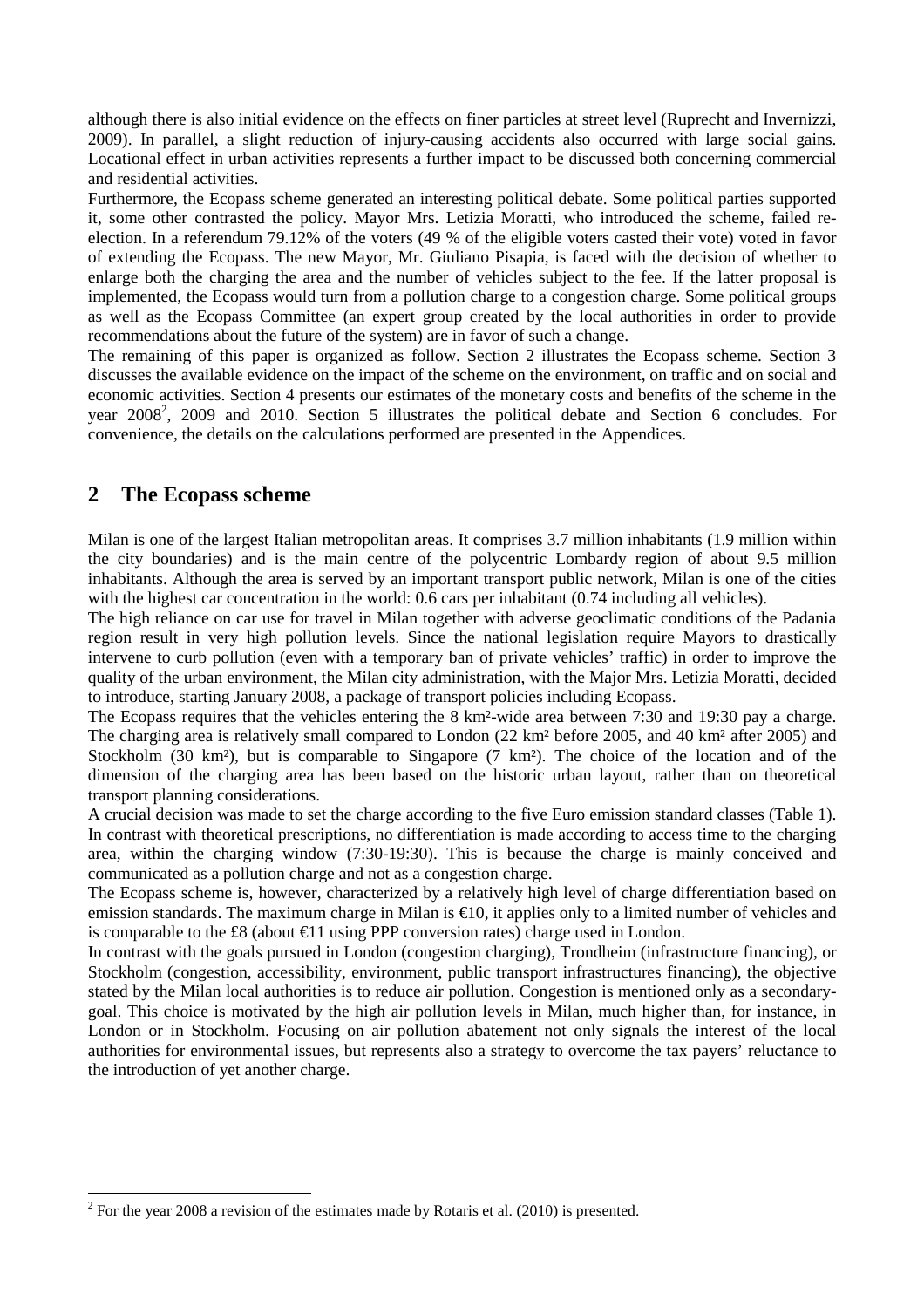although there is also initial evidence on the effects on finer particles at street level (Ruprecht and Invernizzi, 2009). In parallel, a slight reduction of injury-causing accidents also occurred with large social gains. Locational effect in urban activities represents a further impact to be discussed both concerning commercial and residential activities.

Furthermore, the Ecopass scheme generated an interesting political debate. Some political parties supported it, some other contrasted the policy. Mayor Mrs. Letizia Moratti, who introduced the scheme, failed re-election. In a referendum 79.12% of the voters (49 % of the eligible voters casted their vote) voted in favor of extending the Ecopass. The new Mayor, Mr. Giuliano Pisapia, is faced with the decision of whether to enlarge both the charging the area and the number of vehicles subject to the fee. If the latter proposal is implemented, the Ecopass would turn from a pollution charge to a congestion charge. Some political groups as well as the Ecopass Committee (an expert group created by the local authorities in order to provide recommendations about the future of the system) are in favor of such a change.

The remaining of this paper is organized as follow. Section 2 illustrates the Ecopass scheme. Section 3 discusses the available evidence on the impact of the scheme on the environment, on traffic and on social and economic activities. Section 4 presents our estimates of the monetary costs and benefits of the scheme in the year 2008[2], 2009 and 2010. Section 5 illustrates the political debate and Section 6 concludes. For convenience, the details on the calculations performed are presented in the Appendices.

## 2 The Ecopass scheme

Milan is one of the largest Italian metropolitan areas. It comprises 3.7 million inhabitants (1.9 million within the city boundaries) and is the main centre of the polycentric Lombardy region of about 9.5 million inhabitants. Although the area is served by an important transport public network, Milan is one of the cities with the highest car concentration in the world: 0.6 cars per inhabitant (0.74 including all vehicles).

The high reliance on car use for travel in Milan together with adverse geoclimatic conditions of the Padania region result in very high pollution levels. Since the national legislation require Mayors to drastically intervene to curb pollution (even with a temporary ban of private vehicles' traffic) in order to improve the quality of the urban environment, the Milan city administration, with the Major Mrs. Letizia Moratti, decided to introduce, starting January 2008, a package of transport policies including Ecopass.

The Ecopass requires that the vehicles entering the 8 km²-wide area between 7:30 and 19:30 pay a charge. The charging area is relatively small compared to London (22 km² before 2005, and 40 km² after 2005) and Stockholm (30 km²), but is comparable to Singapore (7 km²). The choice of the location and of the dimension of the charging area has been based on the historic urban layout, rather than on theoretical transport planning considerations.

A crucial decision was made to set the charge according to the five Euro emission standard classes (Table 1). In contrast with theoretical prescriptions, no differentiation is made according to access time to the charging area, within the charging window (7:30-19:30). This is because the charge is mainly conceived and communicated as a pollution charge and not as a congestion charge.

The Ecopass scheme is, however, characterized by a relatively high level of charge differentiation based on emission standards. The maximum charge in Milan is €10, it applies only to a limited number of vehicles and is comparable to the £8 (about €11 using PPP conversion rates) charge used in London.

In contrast with the goals pursued in London (congestion charging), Trondheim (infrastructure financing), or Stockholm (congestion, accessibility, environment, public transport infrastructures financing), the objective stated by the Milan local authorities is to reduce air pollution. Congestion is mentioned only as a secondary-goal. This choice is motivated by the high air pollution levels in Milan, much higher than, for instance, in London or in Stockholm. Focusing on air pollution abatement not only signals the interest of the local authorities for environmental issues, but represents also a strategy to overcome the tax payers' reluctance to the introduction of yet another charge.

---

[2] For the year 2008 a revision of the estimates made by Rotaris et al. (2010) is presented.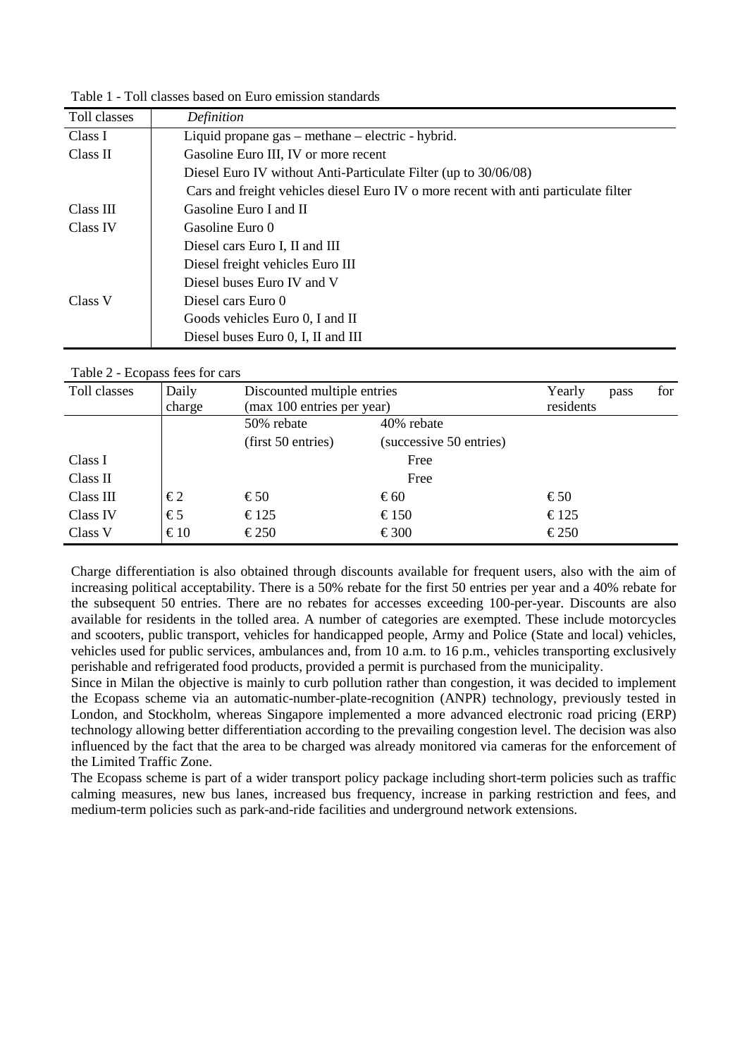Table 1 - Toll classes based on Euro emission standards

| Toll classes | *Definition* |
|---|---|
| Class I | Liquid propane gas – methane – electric - hybrid. |
| Class II | Gasoline Euro III, IV or more recent |
| | Diesel Euro IV without Anti-Particulate Filter (up to 30/06/08) |
| | Cars and freight vehicles diesel Euro IV o more recent with anti particulate filter |
| Class III | Gasoline Euro I and II |
| Class IV | Gasoline Euro 0 |
| | Diesel cars Euro I, II and III |
| | Diesel freight vehicles Euro III |
| | Diesel buses Euro IV and V |
| Class V | Diesel cars Euro 0 |
| | Goods vehicles Euro 0, I and II |
| | Diesel buses Euro 0, I, II and III |

Table 2 - Ecopass fees for cars

| Toll classes | Daily charge | Discounted multiple entries (max 100 entries per year) | | Yearly pass for residents |
|---|---|---|---|---|
| | | 50% rebate (first 50 entries) | 40% rebate (successive 50 entries) | |
| Class I | | Free | | |
| Class II | | Free | | |
| Class III | € 2 | € 50 | € 60 | € 50 |
| Class IV | € 5 | € 125 | € 150 | € 125 |
| Class V | € 10 | € 250 | € 300 | € 250 |

Charge differentiation is also obtained through discounts available for frequent users, also with the aim of increasing political acceptability. There is a 50% rebate for the first 50 entries per year and a 40% rebate for the subsequent 50 entries. There are no rebates for accesses exceeding 100-per-year. Discounts are also available for residents in the tolled area. A number of categories are exempted. These include motorcycles and scooters, public transport, vehicles for handicapped people, Army and Police (State and local) vehicles, vehicles used for public services, ambulances and, from 10 a.m. to 16 p.m., vehicles transporting exclusively perishable and refrigerated food products, provided a permit is purchased from the municipality.

Since in Milan the objective is mainly to curb pollution rather than congestion, it was decided to implement the Ecopass scheme via an automatic-number-plate-recognition (ANPR) technology, previously tested in London, and Stockholm, whereas Singapore implemented a more advanced electronic road pricing (ERP) technology allowing better differentiation according to the prevailing congestion level. The decision was also influenced by the fact that the area to be charged was already monitored via cameras for the enforcement of the Limited Traffic Zone.

The Ecopass scheme is part of a wider transport policy package including short-term policies such as traffic calming measures, new bus lanes, increased bus frequency, increase in parking restriction and fees, and medium-term policies such as park-and-ride facilities and underground network extensions.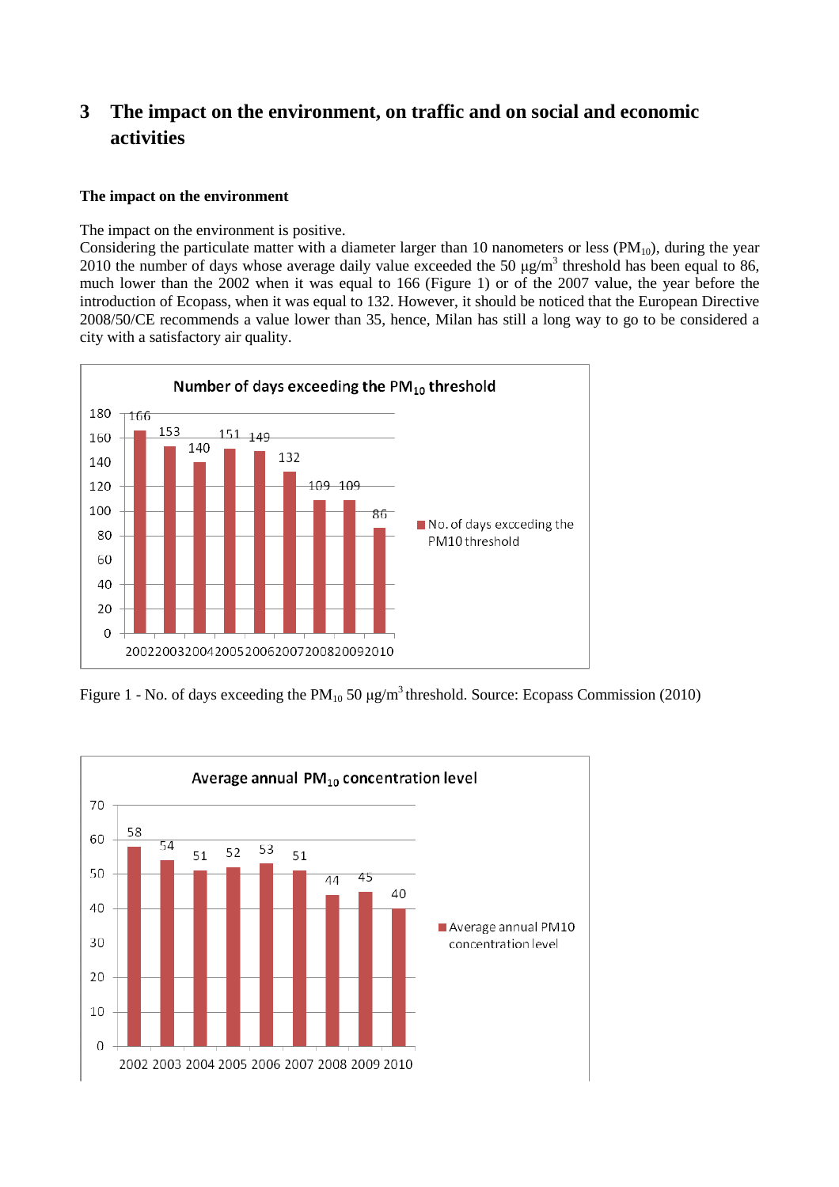# 3 The impact on the environment, on traffic and on social and economic activities

**The impact on the environment**

The impact on the environment is positive.
Considering the particulate matter with a diameter larger than 10 nanometers or less ($PM_{10}$), during the year 2010 the number of days whose average daily value exceeded the 50 μg/m$^3$ threshold has been equal to 86, much lower than the 2002 when it was equal to 166 (Figure 1) or of the 2007 value, the year before the introduction of Ecopass, when it was equal to 132. However, it should be noticed that the European Directive 2008/50/CE recommends a value lower than 35, hence, Milan has still a long way to go to be considered a city with a satisfactory air quality.

**Number of days exceeding the $PM_{10}$ threshold**

| Year | No. of days exceeding the PM10 threshold |
|---|---|
| 2002 | 166 |
| 2003 | 153 |
| 2004 | 140 |
| 2005 | 151 |
| 2006 | 149 |
| 2007 | 132 |
| 2008 | 109 |
| 2009 | 109 |
| 2010 | 86 |

Figure 1 - No. of days exceeding the $PM_{10}$ 50 μg/m$^3$ threshold. Source: Ecopass Commission (2010)

**Average annual $PM_{10}$ concentration level**

| Year | Average annual PM10 concentration level |
|---|---|
| 2002 | 58 |
| 2003 | 54 |
| 2004 | 51 |
| 2005 | 52 |
| 2006 | 53 |
| 2007 | 51 |
| 2008 | 44 |
| 2009 | 45 |
| 2010 | 40 |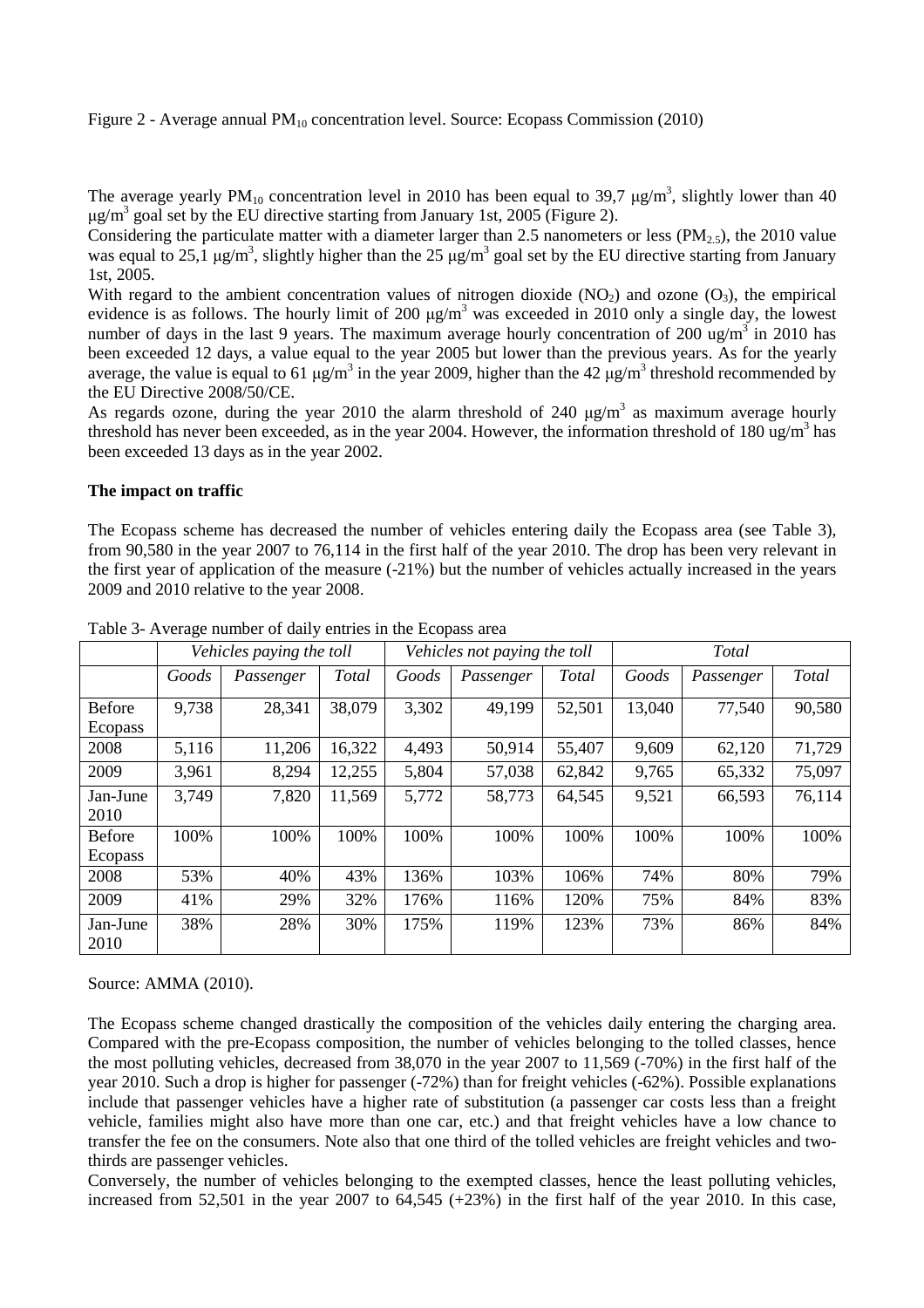Figure 2 - Average annual $PM_{10}$ concentration level. Source: Ecopass Commission (2010)

The average yearly $PM_{10}$ concentration level in 2010 has been equal to 39,7 μg/m$^3$, slightly lower than 40 μg/m$^3$ goal set by the EU directive starting from January 1st, 2005 (Figure 2).

Considering the particulate matter with a diameter larger than 2.5 nanometers or less ($PM_{2.5}$), the 2010 value was equal to 25,1 μg/m$^3$, slightly higher than the 25 μg/m$^3$ goal set by the EU directive starting from January 1st, 2005.

With regard to the ambient concentration values of nitrogen dioxide ($NO_2$) and ozone ($O_3$), the empirical evidence is as follows. The hourly limit of 200 μg/m$^3$ was exceeded in 2010 only a single day, the lowest number of days in the last 9 years. The maximum average hourly concentration of 200 ug/m$^3$ in 2010 has been exceeded 12 days, a value equal to the year 2005 but lower than the previous years. As for the yearly average, the value is equal to 61 μg/m$^3$ in the year 2009, higher than the 42 μg/m$^3$ threshold recommended by the EU Directive 2008/50/CE.

As regards ozone, during the year 2010 the alarm threshold of 240 μg/m$^3$ as maximum average hourly threshold has never been exceeded, as in the year 2004. However, the information threshold of 180 ug/m$^3$ has been exceeded 13 days as in the year 2002.

**The impact on traffic**

The Ecopass scheme has decreased the number of vehicles entering daily the Ecopass area (see Table 3), from 90,580 in the year 2007 to 76,114 in the first half of the year 2010. The drop has been very relevant in the first year of application of the measure (-21%) but the number of vehicles actually increased in the years 2009 and 2010 relative to the year 2008.

Table 3- Average number of daily entries in the Ecopass area

| | *Vehicles paying the toll* | | | *Vehicles not paying the toll* | | | *Total* | | |
|---|---|---|---|---|---|---|---|---|---|
| | *Goods* | *Passenger* | *Total* | *Goods* | *Passenger* | *Total* | *Goods* | *Passenger* | *Total* |
| Before Ecopass | 9,738 | 28,341 | 38,079 | 3,302 | 49,199 | 52,501 | 13,040 | 77,540 | 90,580 |
| 2008 | 5,116 | 11,206 | 16,322 | 4,493 | 50,914 | 55,407 | 9,609 | 62,120 | 71,729 |
| 2009 | 3,961 | 8,294 | 12,255 | 5,804 | 57,038 | 62,842 | 9,765 | 65,332 | 75,097 |
| Jan-June 2010 | 3,749 | 7,820 | 11,569 | 5,772 | 58,773 | 64,545 | 9,521 | 66,593 | 76,114 |
| Before Ecopass | 100% | 100% | 100% | 100% | 100% | 100% | 100% | 100% | 100% |
| 2008 | 53% | 40% | 43% | 136% | 103% | 106% | 74% | 80% | 79% |
| 2009 | 41% | 29% | 32% | 176% | 116% | 120% | 75% | 84% | 83% |
| Jan-June 2010 | 38% | 28% | 30% | 175% | 119% | 123% | 73% | 86% | 84% |

Source: AMMA (2010).

The Ecopass scheme changed drastically the composition of the vehicles daily entering the charging area. Compared with the pre-Ecopass composition, the number of vehicles belonging to the tolled classes, hence the most polluting vehicles, decreased from 38,070 in the year 2007 to 11,569 (-70%) in the first half of the year 2010. Such a drop is higher for passenger (-72%) than for freight vehicles (-62%). Possible explanations include that passenger vehicles have a higher rate of substitution (a passenger car costs less than a freight vehicle, families might also have more than one car, etc.) and that freight vehicles have a low chance to transfer the fee on the consumers. Note also that one third of the tolled vehicles are freight vehicles and two-thirds are passenger vehicles.

Conversely, the number of vehicles belonging to the exempted classes, hence the least polluting vehicles, increased from 52,501 in the year 2007 to 64,545 (+23%) in the first half of the year 2010. In this case,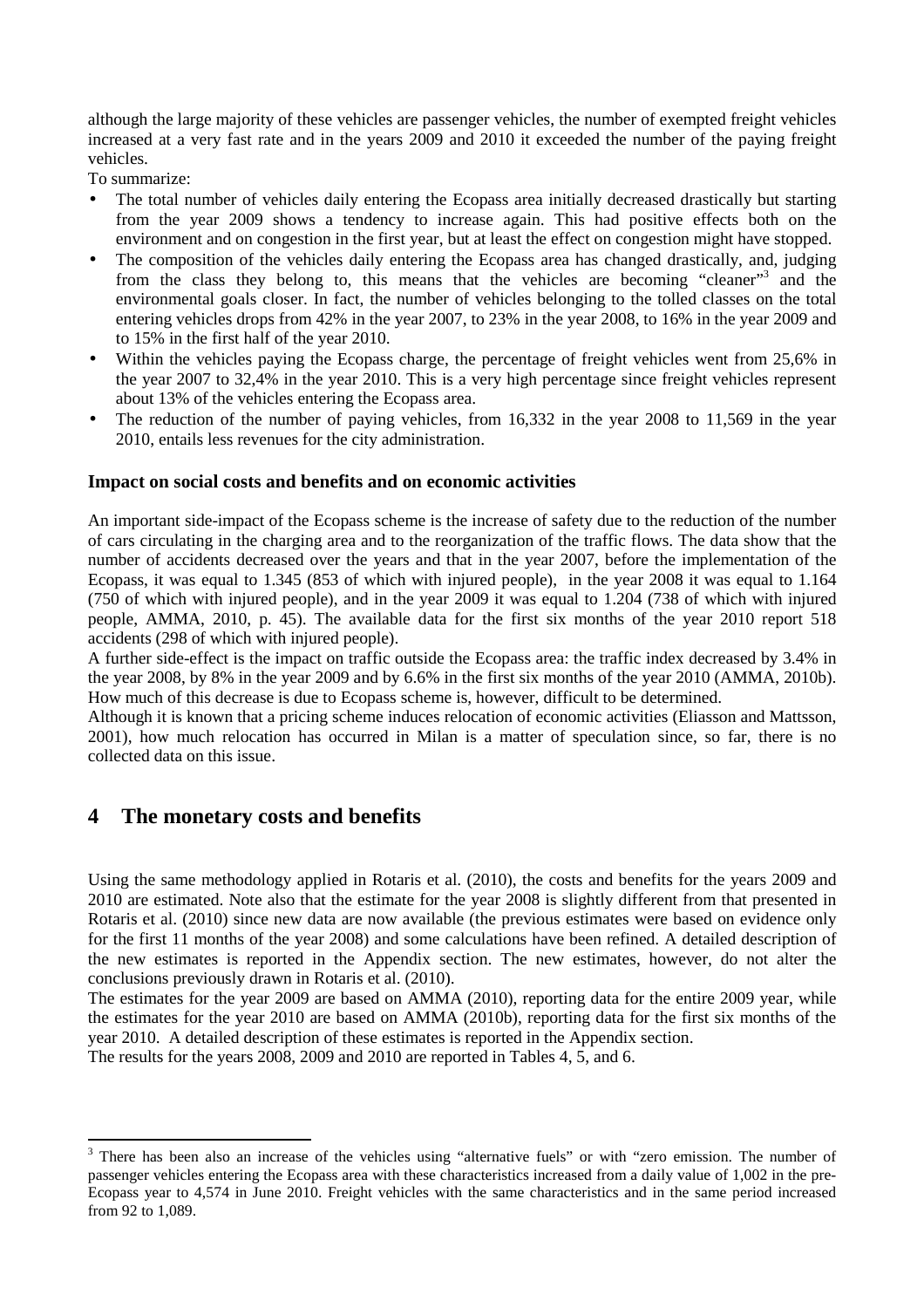although the large majority of these vehicles are passenger vehicles, the number of exempted freight vehicles increased at a very fast rate and in the years 2009 and 2010 it exceeded the number of the paying freight vehicles.

To summarize:

- The total number of vehicles daily entering the Ecopass area initially decreased drastically but starting from the year 2009 shows a tendency to increase again. This had positive effects both on the environment and on congestion in the first year, but at least the effect on congestion might have stopped.
- The composition of the vehicles daily entering the Ecopass area has changed drastically, and, judging from the class they belong to, this means that the vehicles are becoming "cleaner"[3] and the environmental goals closer. In fact, the number of vehicles belonging to the tolled classes on the total entering vehicles drops from 42% in the year 2007, to 23% in the year 2008, to 16% in the year 2009 and to 15% in the first half of the year 2010.
- Within the vehicles paying the Ecopass charge, the percentage of freight vehicles went from 25,6% in the year 2007 to 32,4% in the year 2010. This is a very high percentage since freight vehicles represent about 13% of the vehicles entering the Ecopass area.
- The reduction of the number of paying vehicles, from 16,332 in the year 2008 to 11,569 in the year 2010, entails less revenues for the city administration.

### Impact on social costs and benefits and on economic activities

An important side-impact of the Ecopass scheme is the increase of safety due to the reduction of the number of cars circulating in the charging area and to the reorganization of the traffic flows. The data show that the number of accidents decreased over the years and that in the year 2007, before the implementation of the Ecopass, it was equal to 1.345 (853 of which with injured people), in the year 2008 it was equal to 1.164 (750 of which with injured people), and in the year 2009 it was equal to 1.204 (738 of which with injured people, AMMA, 2010, p. 45). The available data for the first six months of the year 2010 report 518 accidents (298 of which with injured people).

A further side-effect is the impact on traffic outside the Ecopass area: the traffic index decreased by 3.4% in the year 2008, by 8% in the year 2009 and by 6.6% in the first six months of the year 2010 (AMMA, 2010b). How much of this decrease is due to Ecopass scheme is, however, difficult to be determined.

Although it is known that a pricing scheme induces relocation of economic activities (Eliasson and Mattsson, 2001), how much relocation has occurred in Milan is a matter of speculation since, so far, there is no collected data on this issue.

## 4 The monetary costs and benefits

Using the same methodology applied in Rotaris et al. (2010), the costs and benefits for the years 2009 and 2010 are estimated. Note also that the estimate for the year 2008 is slightly different from that presented in Rotaris et al. (2010) since new data are now available (the previous estimates were based on evidence only for the first 11 months of the year 2008) and some calculations have been refined. A detailed description of the new estimates is reported in the Appendix section. The new estimates, however, do not alter the conclusions previously drawn in Rotaris et al. (2010).

The estimates for the year 2009 are based on AMMA (2010), reporting data for the entire 2009 year, while the estimates for the year 2010 are based on AMMA (2010b), reporting data for the first six months of the year 2010. A detailed description of these estimates is reported in the Appendix section.

The results for the years 2008, 2009 and 2010 are reported in Tables 4, 5, and 6.

---

[3] There has been also an increase of the vehicles using "alternative fuels" or with "zero emission. The number of passenger vehicles entering the Ecopass area with these characteristics increased from a daily value of 1,002 in the pre-Ecopass year to 4,574 in June 2010. Freight vehicles with the same characteristics and in the same period increased from 92 to 1,089.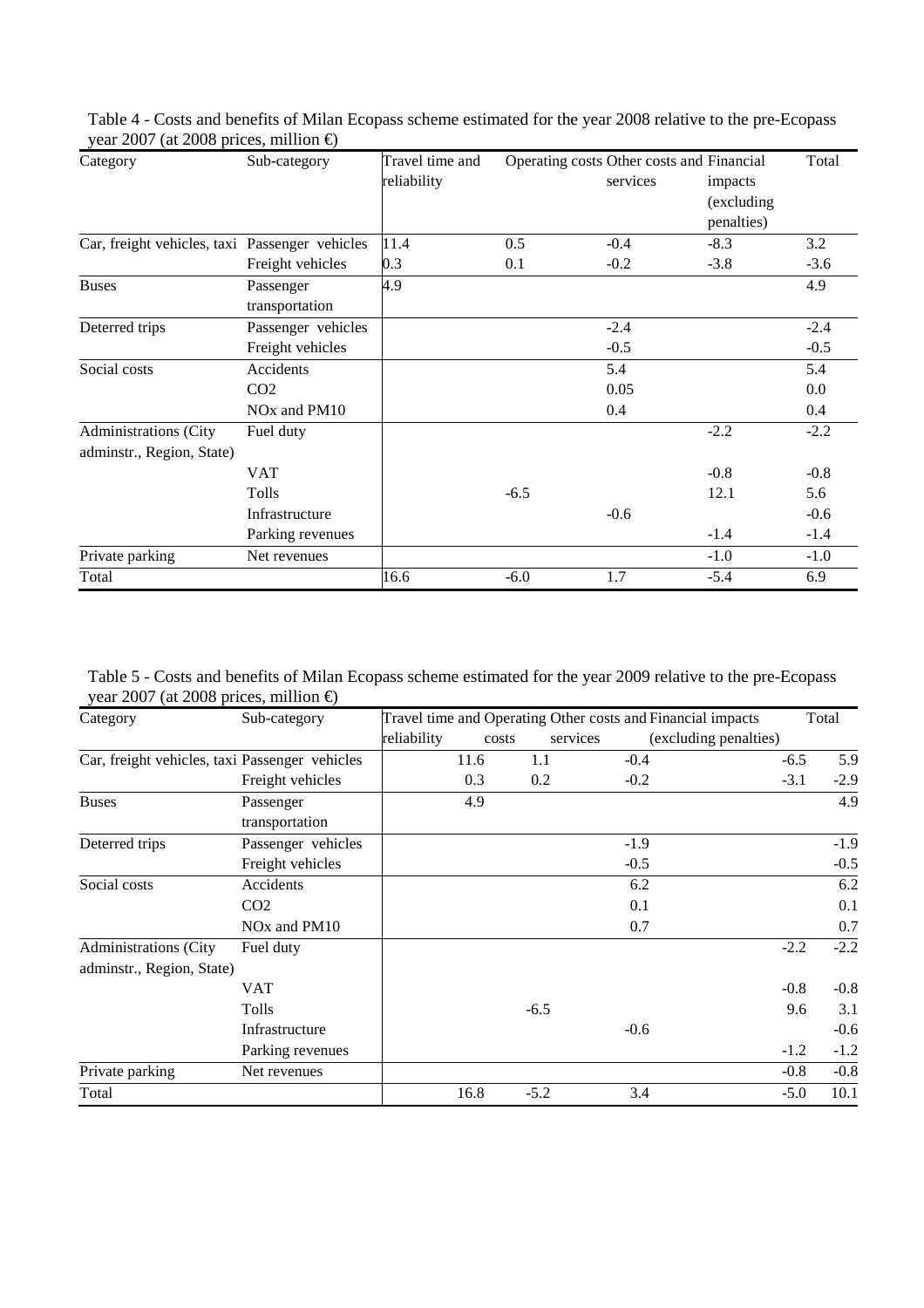Table 4 - Costs and benefits of Milan Ecopass scheme estimated for the year 2008 relative to the pre-Ecopass year 2007 (at 2008 prices, million €)

| Category | Sub-category | Travel time and reliability | Operating costs | Other costs and services | Financial impacts (excluding penalties) | Total |
|---|---|---|---|---|---|---|
| Car, freight vehicles, taxi | Passenger vehicles | 11.4 | 0.5 | -0.4 | -8.3 | 3.2 |
| | Freight vehicles | 0.3 | 0.1 | -0.2 | -3.8 | -3.6 |
| Buses | Passenger transportation | 4.9 | | | | 4.9 |
| Deterred trips | Passenger vehicles | | | -2.4 | | -2.4 |
| | Freight vehicles | | | -0.5 | | -0.5 |
| Social costs | Accidents | | | 5.4 | | 5.4 |
| | $CO_2$ | | | 0.05 | | 0.0 |
| | $NO_x$ and PM10 | | | 0.4 | | 0.4 |
| Administrations (City adminstr., Region, State) | Fuel duty | | | | -2.2 | -2.2 |
| | VAT | | | | -0.8 | -0.8 |
| | Tolls | | -6.5 | | 12.1 | 5.6 |
| | Infrastructure | | | -0.6 | | -0.6 |
| | Parking revenues | | | | -1.4 | -1.4 |
| Private parking | Net revenues | | | | -1.0 | -1.0 |
| Total | | 16.6 | -6.0 | 1.7 | -5.4 | 6.9 |

Table 5 - Costs and benefits of Milan Ecopass scheme estimated for the year 2009 relative to the pre-Ecopass year 2007 (at 2008 prices, million €)

| Category | Sub-category | Travel time and reliability | Operating costs | Other costs and services | Financial impacts (excluding penalties) | Total |
|---|---|---|---|---|---|---|
| Car, freight vehicles, taxi | Passenger vehicles | 11.6 | 1.1 | -0.4 | -6.5 | 5.9 |
| | Freight vehicles | 0.3 | 0.2 | -0.2 | -3.1 | -2.9 |
| Buses | Passenger transportation | 4.9 | | | | 4.9 |
| Deterred trips | Passenger vehicles | | | -1.9 | | -1.9 |
| | Freight vehicles | | | -0.5 | | -0.5 |
| Social costs | Accidents | | | 6.2 | | 6.2 |
| | $CO_2$ | | | 0.1 | | 0.1 |
| | $NO_x$ and PM10 | | | 0.7 | | 0.7 |
| Administrations (City adminstr., Region, State) | Fuel duty | | | | -2.2 | -2.2 |
| | VAT | | | | -0.8 | -0.8 |
| | Tolls | | -6.5 | | 9.6 | 3.1 |
| | Infrastructure | | | -0.6 | | -0.6 |
| | Parking revenues | | | | -1.2 | -1.2 |
| Private parking | Net revenues | | | | -0.8 | -0.8 |
| Total | | 16.8 | -5.2 | 3.4 | -5.0 | 10.1 |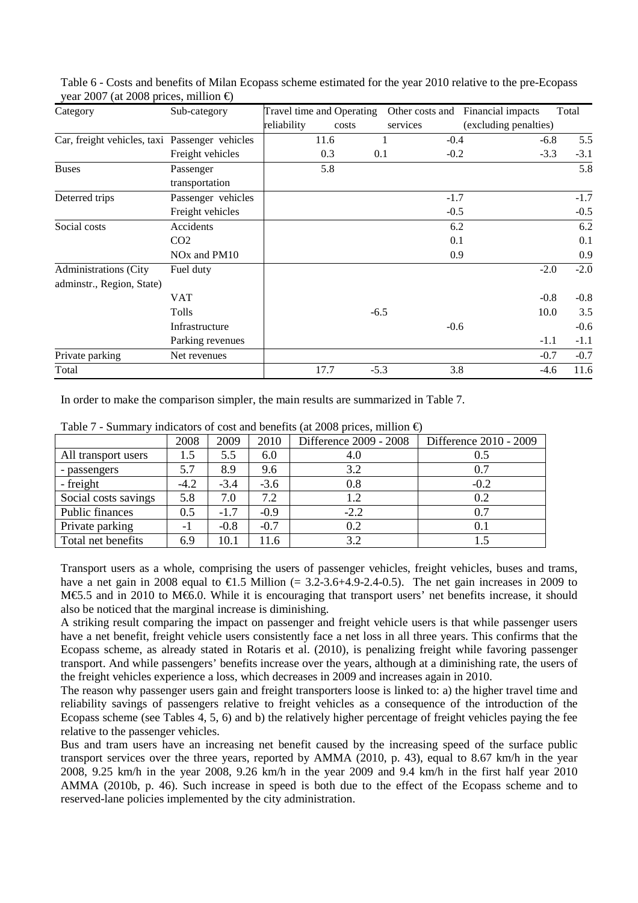Table 6 - Costs and benefits of Milan Ecopass scheme estimated for the year 2010 relative to the pre-Ecopass year 2007 (at 2008 prices, million €)

| Category | Sub-category | Travel time and reliability | Operating costs | Other costs and services | Financial impacts (excluding penalties) | Total |
|---|---|---|---|---|---|---|
| Car, freight vehicles, taxi | Passenger vehicles | 11.6 | 1 | -0.4 | -6.8 | 5.5 |
| | Freight vehicles | 0.3 | 0.1 | -0.2 | -3.3 | -3.1 |
| Buses | Passenger transportation | 5.8 | | | | 5.8 |
| Deterred trips | Passenger vehicles | | | -1.7 | | -1.7 |
| | Freight vehicles | | | -0.5 | | -0.5 |
| Social costs | Accidents | | | 6.2 | | 6.2 |
| | $CO_2$ | | | 0.1 | | 0.1 |
| | $NO_x$ and PM10 | | | 0.9 | | 0.9 |
| Administrations (City adminstr., Region, State) | Fuel duty | | | | -2.0 | -2.0 |
| | VAT | | | | -0.8 | -0.8 |
| | Tolls | | -6.5 | | 10.0 | 3.5 |
| | Infrastructure | | | -0.6 | | -0.6 |
| | Parking revenues | | | | -1.1 | -1.1 |
| Private parking | Net revenues | | | | -0.7 | -0.7 |
| Total | | 17.7 | -5.3 | 3.8 | -4.6 | 11.6 |

In order to make the comparison simpler, the main results are summarized in Table 7.

Table 7 - Summary indicators of cost and benefits (at 2008 prices, million €)

| | 2008 | 2009 | 2010 | Difference 2009 - 2008 | Difference 2010 - 2009 |
|---|---|---|---|---|---|
| All transport users | 1.5 | 5.5 | 6.0 | 4.0 | 0.5 |
| - passengers | 5.7 | 8.9 | 9.6 | 3.2 | 0.7 |
| - freight | -4.2 | -3.4 | -3.6 | 0.8 | -0.2 |
| Social costs savings | 5.8 | 7.0 | 7.2 | 1.2 | 0.2 |
| Public finances | 0.5 | -1.7 | -0.9 | -2.2 | 0.7 |
| Private parking | -1 | -0.8 | -0.7 | 0.2 | 0.1 |
| Total net benefits | 6.9 | 10.1 | 11.6 | 3.2 | 1.5 |

Transport users as a whole, comprising the users of passenger vehicles, freight vehicles, buses and trams, have a net gain in 2008 equal to €1.5 Million (= 3.2-3.6+4.9-2.4-0.5). The net gain increases in 2009 to M€5.5 and in 2010 to M€6.0. While it is encouraging that transport users' net benefits increase, it should also be noticed that the marginal increase is diminishing.

A striking result comparing the impact on passenger and freight vehicle users is that while passenger users have a net benefit, freight vehicle users consistently face a net loss in all three years. This confirms that the Ecopass scheme, as already stated in Rotaris et al. (2010), is penalizing freight while favoring passenger transport. And while passengers' benefits increase over the years, although at a diminishing rate, the users of the freight vehicles experience a loss, which decreases in 2009 and increases again in 2010.

The reason why passenger users gain and freight transporters loose is linked to: a) the higher travel time and reliability savings of passengers relative to freight vehicles as a consequence of the introduction of the Ecopass scheme (see Tables 4, 5, 6) and b) the relatively higher percentage of freight vehicles paying the fee relative to the passenger vehicles.

Bus and tram users have an increasing net benefit caused by the increasing speed of the surface public transport services over the three years, reported by AMMA (2010, p. 43), equal to 8.67 km/h in the year 2008, 9.25 km/h in the year 2008, 9.26 km/h in the year 2009 and 9.4 km/h in the first half year 2010 AMMA (2010b, p. 46). Such increase in speed is both due to the effect of the Ecopass scheme and to reserved-lane policies implemented by the city administration.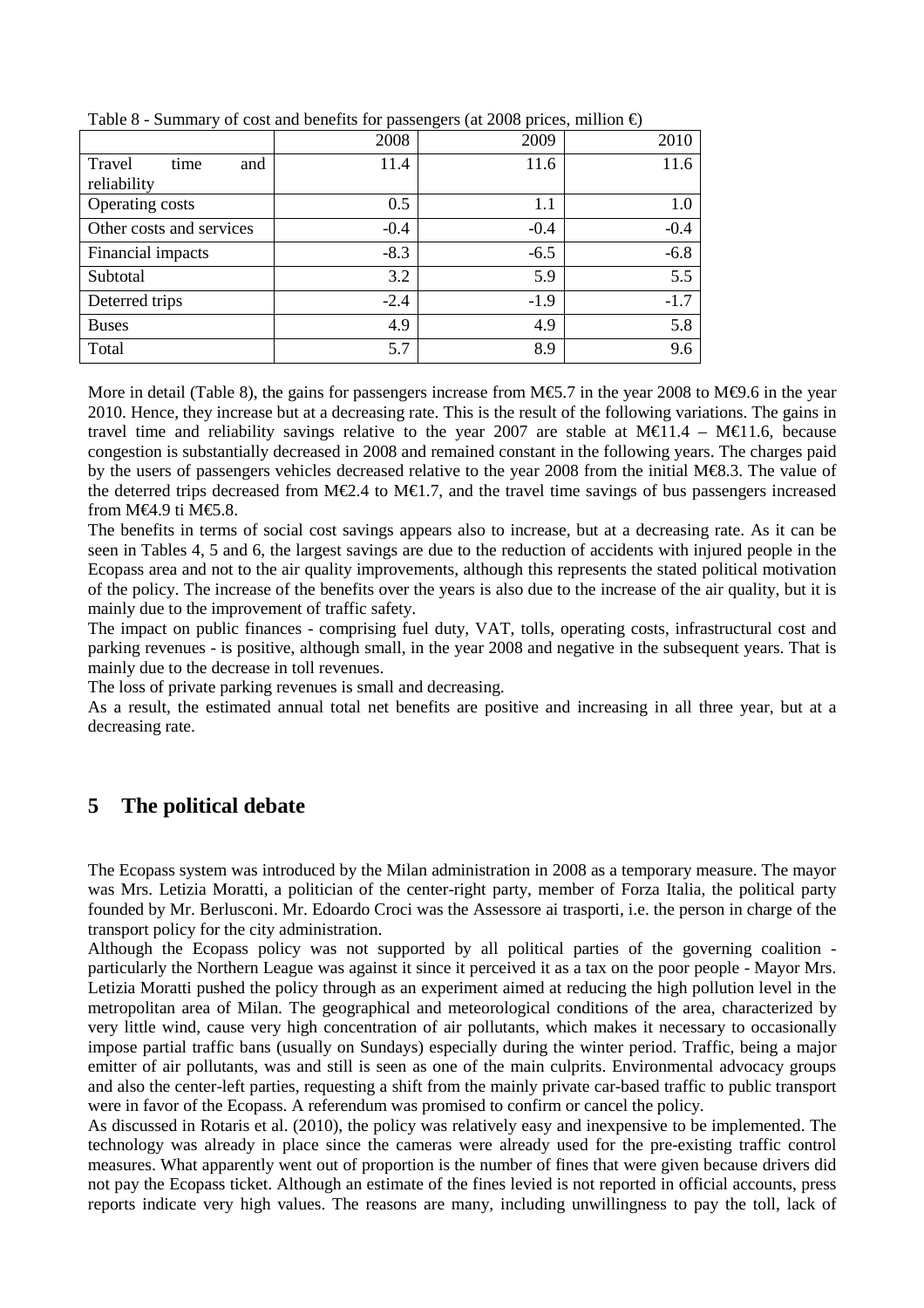Table 8 - Summary of cost and benefits for passengers (at 2008 prices, million €)

| | 2008 | 2009 | 2010 |
|---|---|---|---|
| Travel time and reliability | 11.4 | 11.6 | 11.6 |
| Operating costs | 0.5 | 1.1 | 1.0 |
| Other costs and services | -0.4 | -0.4 | -0.4 |
| Financial impacts | -8.3 | -6.5 | -6.8 |
| Subtotal | 3.2 | 5.9 | 5.5 |
| Deterred trips | -2.4 | -1.9 | -1.7 |
| Buses | 4.9 | 4.9 | 5.8 |
| Total | 5.7 | 8.9 | 9.6 |

More in detail (Table 8), the gains for passengers increase from M€5.7 in the year 2008 to M€9.6 in the year 2010. Hence, they increase but at a decreasing rate. This is the result of the following variations. The gains in travel time and reliability savings relative to the year 2007 are stable at M€11.4 – M€11.6, because congestion is substantially decreased in 2008 and remained constant in the following years. The charges paid by the users of passengers vehicles decreased relative to the year 2008 from the initial M€8.3. The value of the deterred trips decreased from M€2.4 to M€1.7, and the travel time savings of bus passengers increased from M€4.9 ti M€5.8.

The benefits in terms of social cost savings appears also to increase, but at a decreasing rate. As it can be seen in Tables 4, 5 and 6, the largest savings are due to the reduction of accidents with injured people in the Ecopass area and not to the air quality improvements, although this represents the stated political motivation of the policy. The increase of the benefits over the years is also due to the increase of the air quality, but it is mainly due to the improvement of traffic safety.

The impact on public finances - comprising fuel duty, VAT, tolls, operating costs, infrastructural cost and parking revenues - is positive, although small, in the year 2008 and negative in the subsequent years. That is mainly due to the decrease in toll revenues.

The loss of private parking revenues is small and decreasing.

As a result, the estimated annual total net benefits are positive and increasing in all three year, but at a decreasing rate.

## 5 The political debate

The Ecopass system was introduced by the Milan administration in 2008 as a temporary measure. The mayor was Mrs. Letizia Moratti, a politician of the center-right party, member of Forza Italia, the political party founded by Mr. Berlusconi. Mr. Edoardo Croci was the Assessore ai trasporti, i.e. the person in charge of the transport policy for the city administration.

Although the Ecopass policy was not supported by all political parties of the governing coalition - particularly the Northern League was against it since it perceived it as a tax on the poor people - Mayor Mrs. Letizia Moratti pushed the policy through as an experiment aimed at reducing the high pollution level in the metropolitan area of Milan. The geographical and meteorological conditions of the area, characterized by very little wind, cause very high concentration of air pollutants, which makes it necessary to occasionally impose partial traffic bans (usually on Sundays) especially during the winter period. Traffic, being a major emitter of air pollutants, was and still is seen as one of the main culprits. Environmental advocacy groups and also the center-left parties, requesting a shift from the mainly private car-based traffic to public transport were in favor of the Ecopass. A referendum was promised to confirm or cancel the policy.

As discussed in Rotaris et al. (2010), the policy was relatively easy and inexpensive to be implemented. The technology was already in place since the cameras were already used for the pre-existing traffic control measures. What apparently went out of proportion is the number of fines that were given because drivers did not pay the Ecopass ticket. Although an estimate of the fines levied is not reported in official accounts, press reports indicate very high values. The reasons are many, including unwillingness to pay the toll, lack of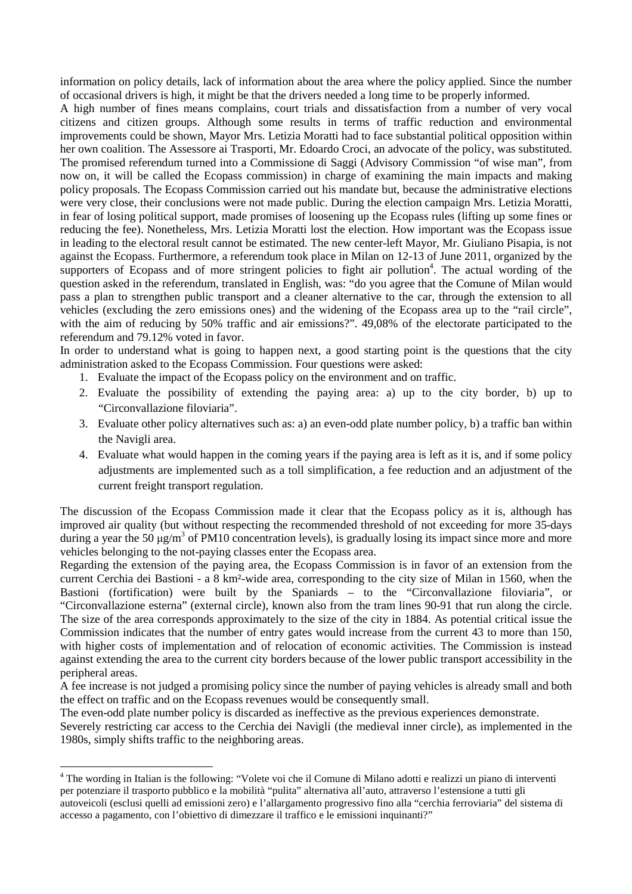information on policy details, lack of information about the area where the policy applied. Since the number of occasional drivers is high, it might be that the drivers needed a long time to be properly informed.

A high number of fines means complains, court trials and dissatisfaction from a number of very vocal citizens and citizen groups. Although some results in terms of traffic reduction and environmental improvements could be shown, Mayor Mrs. Letizia Moratti had to face substantial political opposition within her own coalition. The Assessore ai Trasporti, Mr. Edoardo Croci, an advocate of the policy, was substituted. The promised referendum turned into a Commissione di Saggi (Advisory Commission "of wise man", from now on, it will be called the Ecopass commission) in charge of examining the main impacts and making policy proposals. The Ecopass Commission carried out his mandate but, because the administrative elections were very close, their conclusions were not made public. During the election campaign Mrs. Letizia Moratti, in fear of losing political support, made promises of loosening up the Ecopass rules (lifting up some fines or reducing the fee). Nonetheless, Mrs. Letizia Moratti lost the election. How important was the Ecopass issue in leading to the electoral result cannot be estimated. The new center-left Mayor, Mr. Giuliano Pisapia, is not against the Ecopass. Furthermore, a referendum took place in Milan on 12-13 of June 2011, organized by the supporters of Ecopass and of more stringent policies to fight air pollution[4]. The actual wording of the question asked in the referendum, translated in English, was: "do you agree that the Comune of Milan would pass a plan to strengthen public transport and a cleaner alternative to the car, through the extension to all vehicles (excluding the zero emissions ones) and the widening of the Ecopass area up to the "rail circle", with the aim of reducing by 50% traffic and air emissions?". 49,08% of the electorate participated to the referendum and 79.12% voted in favor.

In order to understand what is going to happen next, a good starting point is the questions that the city administration asked to the Ecopass Commission. Four questions were asked:

1. Evaluate the impact of the Ecopass policy on the environment and on traffic.
2. Evaluate the possibility of extending the paying area: a) up to the city border, b) up to "Circonvallazione filoviaria".
3. Evaluate other policy alternatives such as: a) an even-odd plate number policy, b) a traffic ban within the Navigli area.
4. Evaluate what would happen in the coming years if the paying area is left as it is, and if some policy adjustments are implemented such as a toll simplification, a fee reduction and an adjustment of the current freight transport regulation.

The discussion of the Ecopass Commission made it clear that the Ecopass policy as it is, although has improved air quality (but without respecting the recommended threshold of not exceeding for more 35-days during a year the 50 $\mu g/m^3$ of PM10 concentration levels), is gradually losing its impact since more and more vehicles belonging to the not-paying classes enter the Ecopass area.

Regarding the extension of the paying area, the Ecopass Commission is in favor of an extension from the current Cerchia dei Bastioni - a 8 km²-wide area, corresponding to the city size of Milan in 1560, when the Bastioni (fortification) were built by the Spaniards – to the "Circonvallazione filoviaria", or "Circonvallazione esterna" (external circle), known also from the tram lines 90-91 that run along the circle. The size of the area corresponds approximately to the size of the city in 1884. As potential critical issue the Commission indicates that the number of entry gates would increase from the current 43 to more than 150, with higher costs of implementation and of relocation of economic activities. The Commission is instead against extending the area to the current city borders because of the lower public transport accessibility in the peripheral areas.

A fee increase is not judged a promising policy since the number of paying vehicles is already small and both the effect on traffic and on the Ecopass revenues would be consequently small.

The even-odd plate number policy is discarded as ineffective as the previous experiences demonstrate.

Severely restricting car access to the Cerchia dei Navigli (the medieval inner circle), as implemented in the 1980s, simply shifts traffic to the neighboring areas.

[4] The wording in Italian is the following: "Volete voi che il Comune di Milano adotti e realizzi un piano di interventi per potenziare il trasporto pubblico e la mobilità "pulita" alternativa all'auto, attraverso l'estensione a tutti gli autoveicoli (esclusi quelli ad emissioni zero) e l'allargamento progressivo fino alla "cerchia ferroviaria" del sistema di accesso a pagamento, con l'obiettivo di dimezzare il traffico e le emissioni inquinanti?"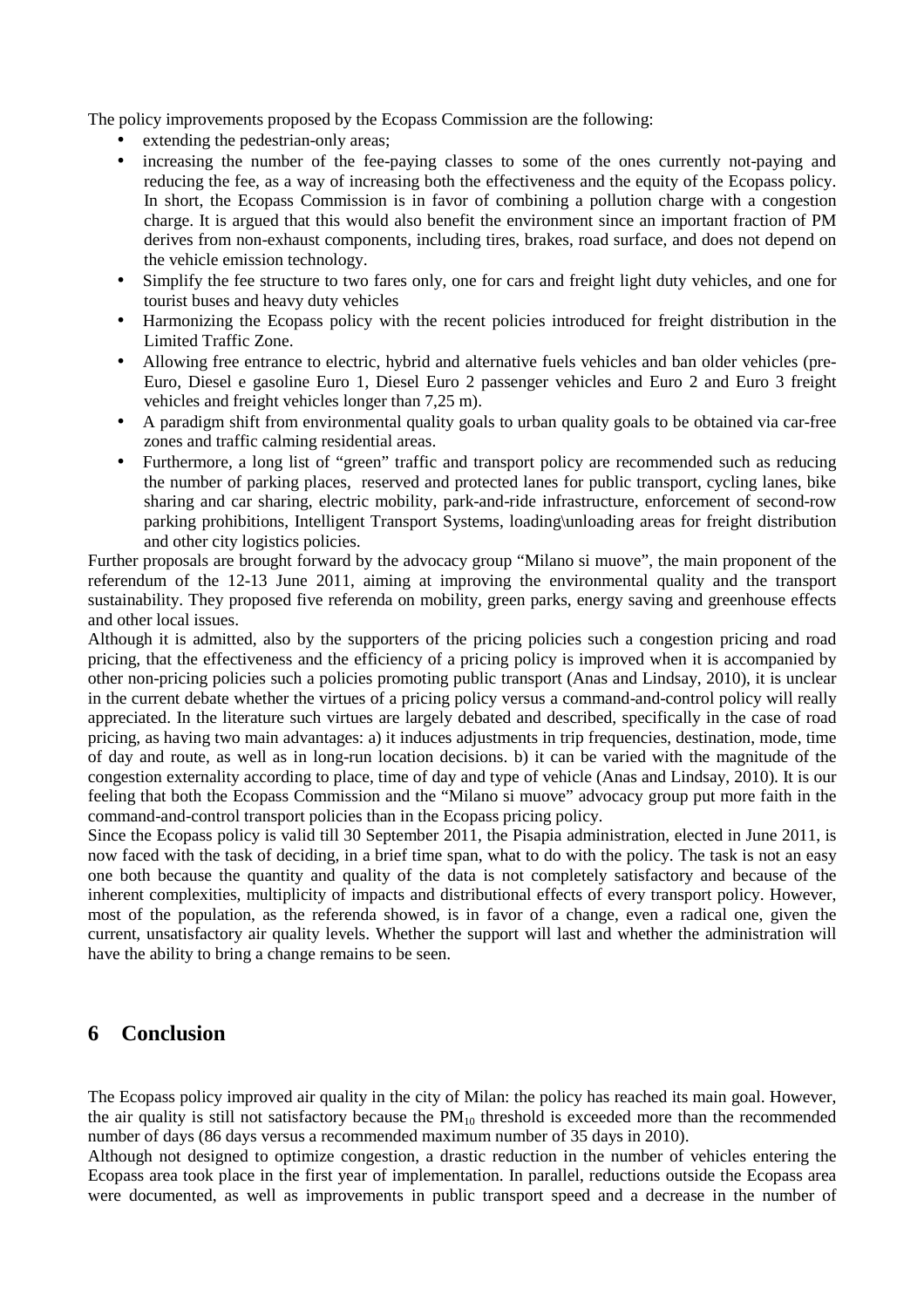The policy improvements proposed by the Ecopass Commission are the following:

- extending the pedestrian-only areas;
- increasing the number of the fee-paying classes to some of the ones currently not-paying and reducing the fee, as a way of increasing both the effectiveness and the equity of the Ecopass policy. In short, the Ecopass Commission is in favor of combining a pollution charge with a congestion charge. It is argued that this would also benefit the environment since an important fraction of PM derives from non-exhaust components, including tires, brakes, road surface, and does not depend on the vehicle emission technology.
- Simplify the fee structure to two fares only, one for cars and freight light duty vehicles, and one for tourist buses and heavy duty vehicles
- Harmonizing the Ecopass policy with the recent policies introduced for freight distribution in the Limited Traffic Zone.
- Allowing free entrance to electric, hybrid and alternative fuels vehicles and ban older vehicles (pre-Euro, Diesel e gasoline Euro 1, Diesel Euro 2 passenger vehicles and Euro 2 and Euro 3 freight vehicles and freight vehicles longer than 7,25 m).
- A paradigm shift from environmental quality goals to urban quality goals to be obtained via car-free zones and traffic calming residential areas.
- Furthermore, a long list of "green" traffic and transport policy are recommended such as reducing the number of parking places, reserved and protected lanes for public transport, cycling lanes, bike sharing and car sharing, electric mobility, park-and-ride infrastructure, enforcement of second-row parking prohibitions, Intelligent Transport Systems, loading\unloading areas for freight distribution and other city logistics policies.

Further proposals are brought forward by the advocacy group "Milano si muove", the main proponent of the referendum of the 12-13 June 2011, aiming at improving the environmental quality and the transport sustainability. They proposed five referenda on mobility, green parks, energy saving and greenhouse effects and other local issues.

Although it is admitted, also by the supporters of the pricing policies such a congestion pricing and road pricing, that the effectiveness and the efficiency of a pricing policy is improved when it is accompanied by other non-pricing policies such a policies promoting public transport (Anas and Lindsay, 2010), it is unclear in the current debate whether the virtues of a pricing policy versus a command-and-control policy will really appreciated. In the literature such virtues are largely debated and described, specifically in the case of road pricing, as having two main advantages: a) it induces adjustments in trip frequencies, destination, mode, time of day and route, as well as in long-run location decisions. b) it can be varied with the magnitude of the congestion externality according to place, time of day and type of vehicle (Anas and Lindsay, 2010). It is our feeling that both the Ecopass Commission and the "Milano si muove" advocacy group put more faith in the command-and-control transport policies than in the Ecopass pricing policy.

Since the Ecopass policy is valid till 30 September 2011, the Pisapia administration, elected in June 2011, is now faced with the task of deciding, in a brief time span, what to do with the policy. The task is not an easy one both because the quantity and quality of the data is not completely satisfactory and because of the inherent complexities, multiplicity of impacts and distributional effects of every transport policy. However, most of the population, as the referenda showed, is in favor of a change, even a radical one, given the current, unsatisfactory air quality levels. Whether the support will last and whether the administration will have the ability to bring a change remains to be seen.

# 6 Conclusion

The Ecopass policy improved air quality in the city of Milan: the policy has reached its main goal. However, the air quality is still not satisfactory because the $PM_{10}$ threshold is exceeded more than the recommended number of days (86 days versus a recommended maximum number of 35 days in 2010).

Although not designed to optimize congestion, a drastic reduction in the number of vehicles entering the Ecopass area took place in the first year of implementation. In parallel, reductions outside the Ecopass area were documented, as well as improvements in public transport speed and a decrease in the number of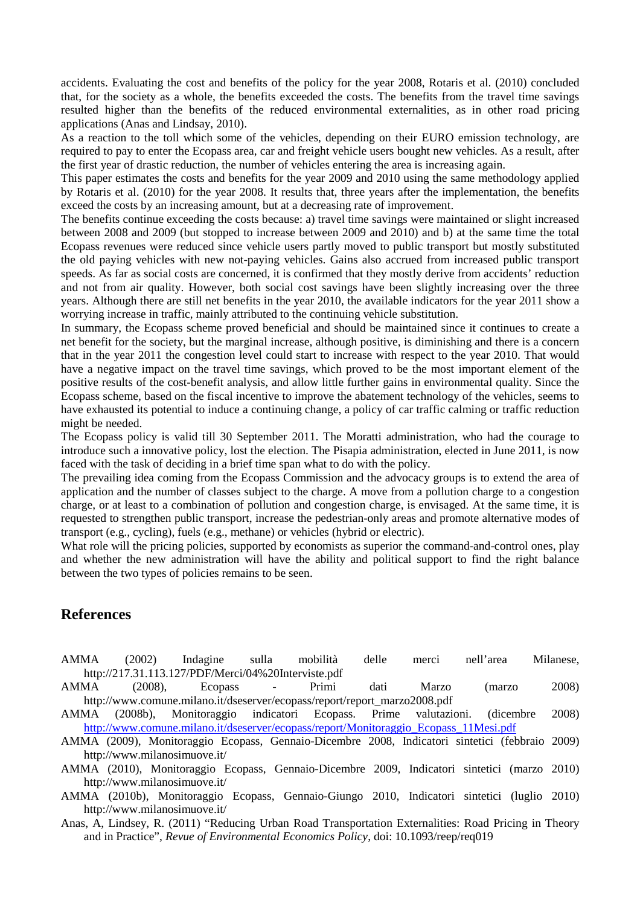accidents. Evaluating the cost and benefits of the policy for the year 2008, Rotaris et al. (2010) concluded that, for the society as a whole, the benefits exceeded the costs. The benefits from the travel time savings resulted higher than the benefits of the reduced environmental externalities, as in other road pricing applications (Anas and Lindsay, 2010).

As a reaction to the toll which some of the vehicles, depending on their EURO emission technology, are required to pay to enter the Ecopass area, car and freight vehicle users bought new vehicles. As a result, after the first year of drastic reduction, the number of vehicles entering the area is increasing again.

This paper estimates the costs and benefits for the year 2009 and 2010 using the same methodology applied by Rotaris et al. (2010) for the year 2008. It results that, three years after the implementation, the benefits exceed the costs by an increasing amount, but at a decreasing rate of improvement.

The benefits continue exceeding the costs because: a) travel time savings were maintained or slight increased between 2008 and 2009 (but stopped to increase between 2009 and 2010) and b) at the same time the total Ecopass revenues were reduced since vehicle users partly moved to public transport but mostly substituted the old paying vehicles with new not-paying vehicles. Gains also accrued from increased public transport speeds. As far as social costs are concerned, it is confirmed that they mostly derive from accidents' reduction and not from air quality. However, both social cost savings have been slightly increasing over the three years. Although there are still net benefits in the year 2010, the available indicators for the year 2011 show a worrying increase in traffic, mainly attributed to the continuing vehicle substitution.

In summary, the Ecopass scheme proved beneficial and should be maintained since it continues to create a net benefit for the society, but the marginal increase, although positive, is diminishing and there is a concern that in the year 2011 the congestion level could start to increase with respect to the year 2010. That would have a negative impact on the travel time savings, which proved to be the most important element of the positive results of the cost-benefit analysis, and allow little further gains in environmental quality. Since the Ecopass scheme, based on the fiscal incentive to improve the abatement technology of the vehicles, seems to have exhausted its potential to induce a continuing change, a policy of car traffic calming or traffic reduction might be needed.

The Ecopass policy is valid till 30 September 2011. The Moratti administration, who had the courage to introduce such a innovative policy, lost the election. The Pisapia administration, elected in June 2011, is now faced with the task of deciding in a brief time span what to do with the policy.

The prevailing idea coming from the Ecopass Commission and the advocacy groups is to extend the area of application and the number of classes subject to the charge. A move from a pollution charge to a congestion charge, or at least to a combination of pollution and congestion charge, is envisaged. At the same time, it is requested to strengthen public transport, increase the pedestrian-only areas and promote alternative modes of transport (e.g., cycling), fuels (e.g., methane) or vehicles (hybrid or electric).

What role will the pricing policies, supported by economists as superior the command-and-control ones, play and whether the new administration will have the ability and political support to find the right balance between the two types of policies remains to be seen.

## References

AMMA (2002) Indagine sulla mobilità delle merci nell'area Milanese, http://217.31.113.127/PDF/Merci/04%20Interviste.pdf

AMMA (2008), Ecopass - Primi dati Marzo (marzo 2008) http://www.comune.milano.it/dseserver/ecopass/report/report_marzo2008.pdf

AMMA (2008b), Monitoraggio indicatori Ecopass. Prime valutazioni. (dicembre 2008) http://www.comune.milano.it/dseserver/ecopass/report/Monitoraggio_Ecopass_11Mesi.pdf

AMMA (2009), Monitoraggio Ecopass, Gennaio-Dicembre 2008, Indicatori sintetici (febbraio 2009) http://www.milanosimuove.it/

AMMA (2010), Monitoraggio Ecopass, Gennaio-Dicembre 2009, Indicatori sintetici (marzo 2010) http://www.milanosimuove.it/

AMMA (2010b), Monitoraggio Ecopass, Gennaio-Giungo 2010, Indicatori sintetici (luglio 2010) http://www.milanosimuove.it/

Anas, A, Lindsey, R. (2011) "Reducing Urban Road Transportation Externalities: Road Pricing in Theory and in Practice", *Revue of Environmental Economics Policy*, doi: 10.1093/reep/req019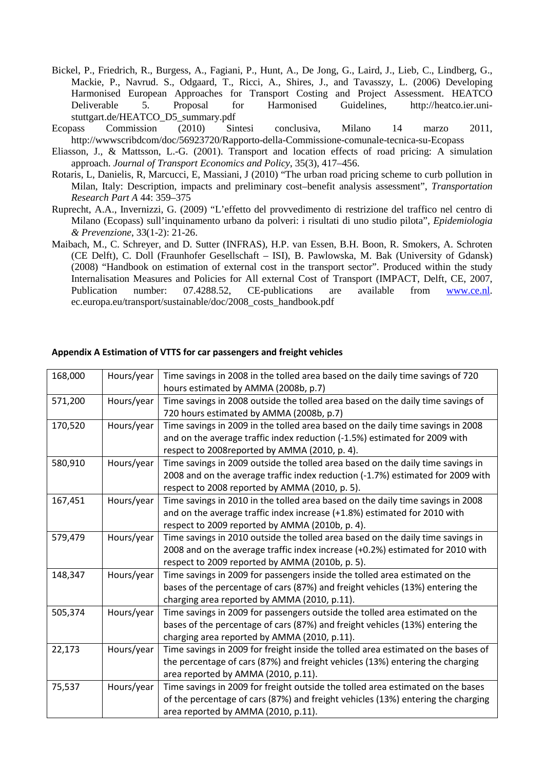Bickel, P., Friedrich, R., Burgess, A., Fagiani, P., Hunt, A., De Jong, G., Laird, J., Lieb, C., Lindberg, G., Mackie, P., Navrud. S., Odgaard, T., Ricci, A., Shires, J., and Tavasszy, L. (2006) Developing Harmonised European Approaches for Transport Costing and Project Assessment. HEATCO Deliverable 5. Proposal for Harmonised Guidelines, http://heatco.ier.uni-stuttgart.de/HEATCO_D5_summary.pdf

Ecopass Commission (2010) Sintesi conclusiva, Milano 14 marzo 2011, http://wwwscribdcom/doc/56923720/Rapporto-della-Commissione-comunale-tecnica-su-Ecopass

Eliasson, J., & Mattsson, L.-G. (2001). Transport and location effects of road pricing: A simulation approach. *Journal of Transport Economics and Policy*, 35(3), 417–456.

Rotaris, L, Danielis, R, Marcucci, E, Massiani, J (2010) "The urban road pricing scheme to curb pollution in Milan, Italy: Description, impacts and preliminary cost–benefit analysis assessment", *Transportation Research Part A* 44: 359–375

Ruprecht, A.A., Invernizzi, G. (2009) "L'effetto del provvedimento di restrizione del traffico nel centro di Milano (Ecopass) sull'inquinamento urbano da polveri: i risultati di uno studio pilota", *Epidemiologia & Prevenzione*, 33(1-2): 21-26.

Maibach, M., C. Schreyer, and D. Sutter (INFRAS), H.P. van Essen, B.H. Boon, R. Smokers, A. Schroten (CE Delft), C. Doll (Fraunhofer Gesellschaft – ISI), B. Pawlowska, M. Bak (University of Gdansk) (2008) "Handbook on estimation of external cost in the transport sector". Produced within the study Internalisation Measures and Policies for All external Cost of Transport (IMPACT, Delft, CE, 2007, Publication number: 07.4288.52, CE-publications are available from www.ce.nl. ec.europa.eu/transport/sustainable/doc/2008_costs_handbook.pdf

## Appendix A Estimation of VTTS for car passengers and freight vehicles

| | | |
|---|---|---|
| 168,000 | Hours/year | Time savings in 2008 in the tolled area based on the daily time savings of 720 hours estimated by AMMA (2008b, p.7) |
| 571,200 | Hours/year | Time savings in 2008 outside the tolled area based on the daily time savings of 720 hours estimated by AMMA (2008b, p.7) |
| 170,520 | Hours/year | Time savings in 2009 in the tolled area based on the daily time savings in 2008 and on the average traffic index reduction (-1.5%) estimated for 2009 with respect to 2008reported by AMMA (2010, p. 4). |
| 580,910 | Hours/year | Time savings in 2009 outside the tolled area based on the daily time savings in 2008 and on the average traffic index reduction (-1.7%) estimated for 2009 with respect to 2008 reported by AMMA (2010, p. 5). |
| 167,451 | Hours/year | Time savings in 2010 in the tolled area based on the daily time savings in 2008 and on the average traffic index increase (+1.8%) estimated for 2010 with respect to 2009 reported by AMMA (2010b, p. 4). |
| 579,479 | Hours/year | Time savings in 2010 outside the tolled area based on the daily time savings in 2008 and on the average traffic index increase (+0.2%) estimated for 2010 with respect to 2009 reported by AMMA (2010b, p. 5). |
| 148,347 | Hours/year | Time savings in 2009 for passengers inside the tolled area estimated on the bases of the percentage of cars (87%) and freight vehicles (13%) entering the charging area reported by AMMA (2010, p.11). |
| 505,374 | Hours/year | Time savings in 2009 for passengers outside the tolled area estimated on the bases of the percentage of cars (87%) and freight vehicles (13%) entering the charging area reported by AMMA (2010, p.11). |
| 22,173 | Hours/year | Time savings in 2009 for freight inside the tolled area estimated on the bases of the percentage of cars (87%) and freight vehicles (13%) entering the charging area reported by AMMA (2010, p.11). |
| 75,537 | Hours/year | Time savings in 2009 for freight outside the tolled area estimated on the bases of the percentage of cars (87%) and freight vehicles (13%) entering the charging area reported by AMMA (2010, p.11). |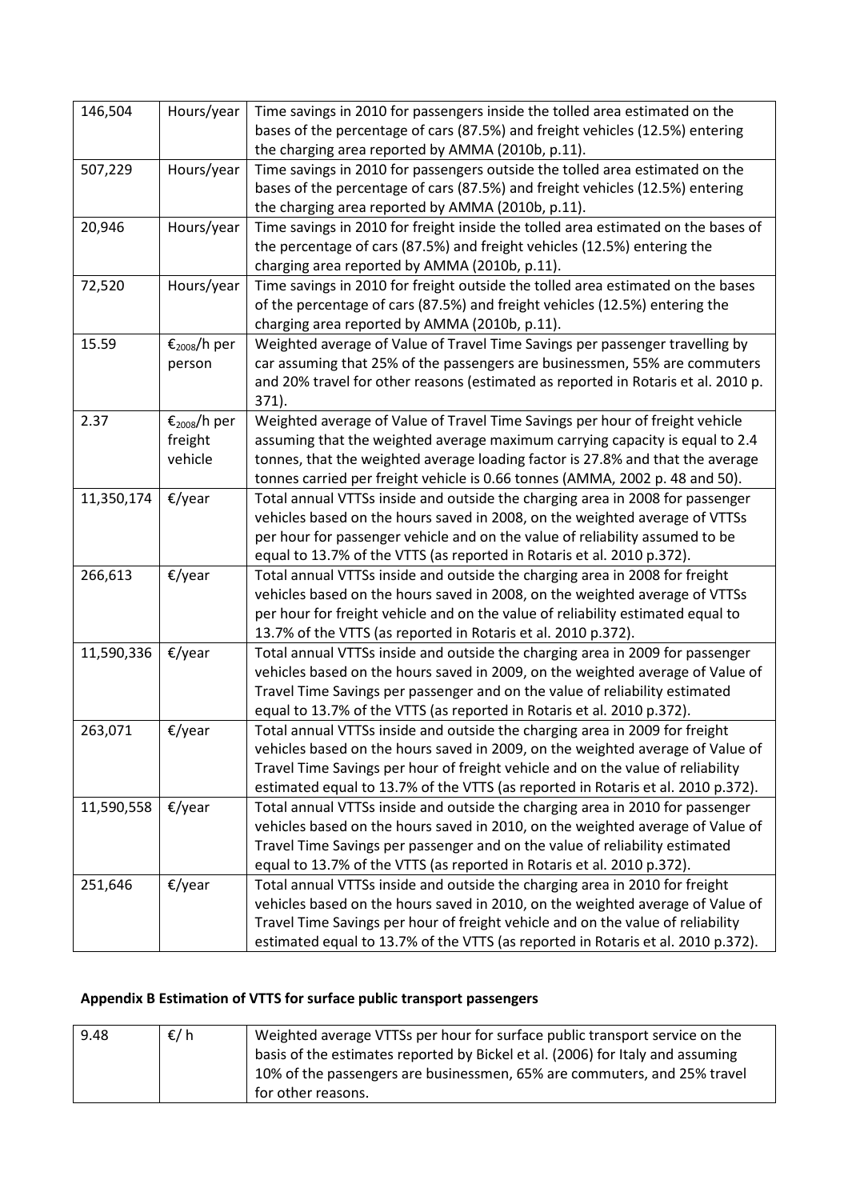| | | |
|---|---|---|
| 146,504 | Hours/year | Time savings in 2010 for passengers inside the tolled area estimated on the bases of the percentage of cars (87.5%) and freight vehicles (12.5%) entering the charging area reported by AMMA (2010b, p.11). |
| 507,229 | Hours/year | Time savings in 2010 for passengers outside the tolled area estimated on the bases of the percentage of cars (87.5%) and freight vehicles (12.5%) entering the charging area reported by AMMA (2010b, p.11). |
| 20,946 | Hours/year | Time savings in 2010 for freight inside the tolled area estimated on the bases of the percentage of cars (87.5%) and freight vehicles (12.5%) entering the charging area reported by AMMA (2010b, p.11). |
| 72,520 | Hours/year | Time savings in 2010 for freight outside the tolled area estimated on the bases of the percentage of cars (87.5%) and freight vehicles (12.5%) entering the charging area reported by AMMA (2010b, p.11). |
| 15.59 | $€_{2008}$/h per person | Weighted average of Value of Travel Time Savings per passenger travelling by car assuming that 25% of the passengers are businessmen, 55% are commuters and 20% travel for other reasons (estimated as reported in Rotaris et al. 2010 p. 371). |
| 2.37 | $€_{2008}$/h per freight vehicle | Weighted average of Value of Travel Time Savings per hour of freight vehicle assuming that the weighted average maximum carrying capacity is equal to 2.4 tonnes, that the weighted average loading factor is 27.8% and that the average tonnes carried per freight vehicle is 0.66 tonnes (AMMA, 2002 p. 48 and 50). |
| 11,350,174 | €/year | Total annual VTTSs inside and outside the charging area in 2008 for passenger vehicles based on the hours saved in 2008, on the weighted average of VTTSs per hour for passenger vehicle and on the value of reliability assumed to be equal to 13.7% of the VTTS (as reported in Rotaris et al. 2010 p.372). |
| 266,613 | €/year | Total annual VTTSs inside and outside the charging area in 2008 for freight vehicles based on the hours saved in 2008, on the weighted average of VTTSs per hour for freight vehicle and on the value of reliability estimated equal to 13.7% of the VTTS (as reported in Rotaris et al. 2010 p.372). |
| 11,590,336 | €/year | Total annual VTTSs inside and outside the charging area in 2009 for passenger vehicles based on the hours saved in 2009, on the weighted average of Value of Travel Time Savings per passenger and on the value of reliability estimated equal to 13.7% of the VTTS (as reported in Rotaris et al. 2010 p.372). |
| 263,071 | €/year | Total annual VTTSs inside and outside the charging area in 2009 for freight vehicles based on the hours saved in 2009, on the weighted average of Value of Travel Time Savings per hour of freight vehicle and on the value of reliability estimated equal to 13.7% of the VTTS (as reported in Rotaris et al. 2010 p.372). |
| 11,590,558 | €/year | Total annual VTTSs inside and outside the charging area in 2010 for passenger vehicles based on the hours saved in 2010, on the weighted average of Value of Travel Time Savings per passenger and on the value of reliability estimated equal to 13.7% of the VTTS (as reported in Rotaris et al. 2010 p.372). |
| 251,646 | €/year | Total annual VTTSs inside and outside the charging area in 2010 for freight vehicles based on the hours saved in 2010, on the weighted average of Value of Travel Time Savings per hour of freight vehicle and on the value of reliability estimated equal to 13.7% of the VTTS (as reported in Rotaris et al. 2010 p.372). |

## Appendix B Estimation of VTTS for surface public transport passengers

| | | |
|---|---|---|
| 9.48 | €/ h | Weighted average VTTSs per hour for surface public transport service on the basis of the estimates reported by Bickel et al. (2006) for Italy and assuming 10% of the passengers are businessmen, 65% are commuters, and 25% travel for other reasons. |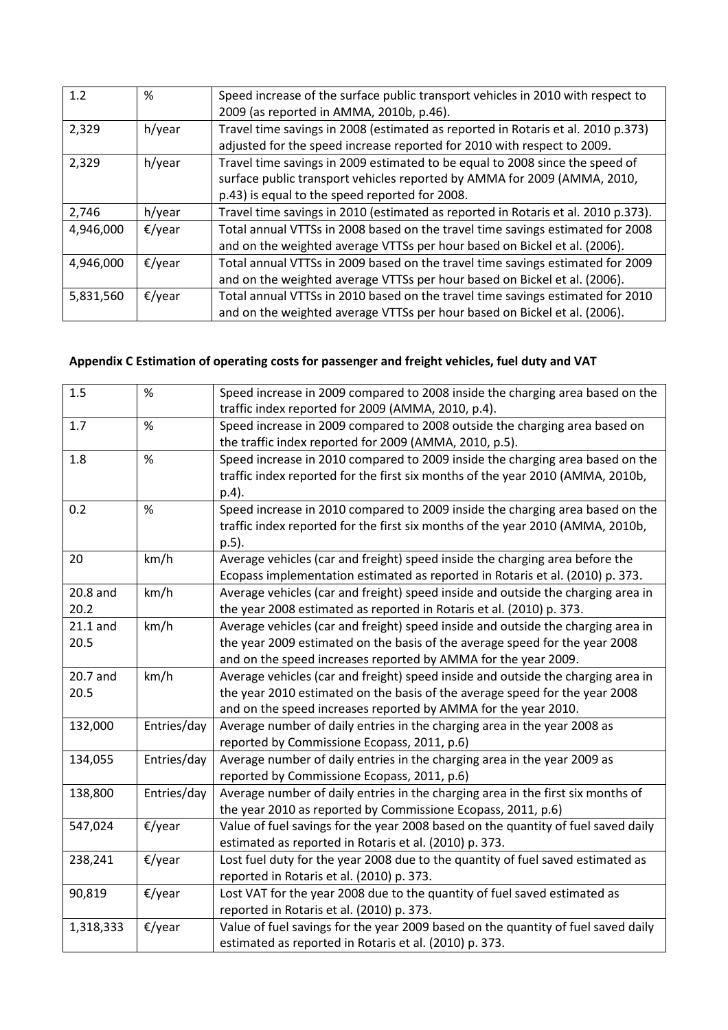| | | |
|---|---|---|
| 1.2 | % | Speed increase of the surface public transport vehicles in 2010 with respect to 2009 (as reported in AMMA, 2010b, p.46). |
| 2,329 | h/year | Travel time savings in 2008 (estimated as reported in Rotaris et al. 2010 p.373) adjusted for the speed increase reported for 2010 with respect to 2009. |
| 2,329 | h/year | Travel time savings in 2009 estimated to be equal to 2008 since the speed of surface public transport vehicles reported by AMMA for 2009 (AMMA, 2010, p.43) is equal to the speed reported for 2008. |
| 2,746 | h/year | Travel time savings in 2010 (estimated as reported in Rotaris et al. 2010 p.373). |
| 4,946,000 | €/year | Total annual VTTSs in 2008 based on the travel time savings estimated for 2008 and on the weighted average VTTSs per hour based on Bickel et al. (2006). |
| 4,946,000 | €/year | Total annual VTTSs in 2009 based on the travel time savings estimated for 2009 and on the weighted average VTTSs per hour based on Bickel et al. (2006). |
| 5,831,560 | €/year | Total annual VTTSs in 2010 based on the travel time savings estimated for 2010 and on the weighted average VTTSs per hour based on Bickel et al. (2006). |

**Appendix C Estimation of operating costs for passenger and freight vehicles, fuel duty and VAT**

| | | |
|---|---|---|
| 1.5 | % | Speed increase in 2009 compared to 2008 inside the charging area based on the traffic index reported for 2009 (AMMA, 2010, p.4). |
| 1.7 | % | Speed increase in 2009 compared to 2008 outside the charging area based on the traffic index reported for 2009 (AMMA, 2010, p.5). |
| 1.8 | % | Speed increase in 2010 compared to 2009 inside the charging area based on the traffic index reported for the first six months of the year 2010 (AMMA, 2010b, p.4). |
| 0.2 | % | Speed increase in 2010 compared to 2009 inside the charging area based on the traffic index reported for the first six months of the year 2010 (AMMA, 2010b, p.5). |
| 20 | km/h | Average vehicles (car and freight) speed inside the charging area before the Ecopass implementation estimated as reported in Rotaris et al. (2010) p. 373. |
| 20.8 and 20.2 | km/h | Average vehicles (car and freight) speed inside and outside the charging area in the year 2008 estimated as reported in Rotaris et al. (2010) p. 373. |
| 21.1 and 20.5 | km/h | Average vehicles (car and freight) speed inside and outside the charging area in the year 2009 estimated on the basis of the average speed for the year 2008 and on the speed increases reported by AMMA for the year 2009. |
| 20.7 and 20.5 | km/h | Average vehicles (car and freight) speed inside and outside the charging area in the year 2010 estimated on the basis of the average speed for the year 2008 and on the speed increases reported by AMMA for the year 2010. |
| 132,000 | Entries/day | Average number of daily entries in the charging area in the year 2008 as reported by Commissione Ecopass, 2011, p.6) |
| 134,055 | Entries/day | Average number of daily entries in the charging area in the year 2009 as reported by Commissione Ecopass, 2011, p.6) |
| 138,800 | Entries/day | Average number of daily entries in the charging area in the first six months of the year 2010 as reported by Commissione Ecopass, 2011, p.6) |
| 547,024 | €/year | Value of fuel savings for the year 2008 based on the quantity of fuel saved daily estimated as reported in Rotaris et al. (2010) p. 373. |
| 238,241 | €/year | Lost fuel duty for the year 2008 due to the quantity of fuel saved estimated as reported in Rotaris et al. (2010) p. 373. |
| 90,819 | €/year | Lost VAT for the year 2008 due to the quantity of fuel saved estimated as reported in Rotaris et al. (2010) p. 373. |
| 1,318,333 | €/year | Value of fuel savings for the year 2009 based on the quantity of fuel saved daily estimated as reported in Rotaris et al. (2010) p. 373. |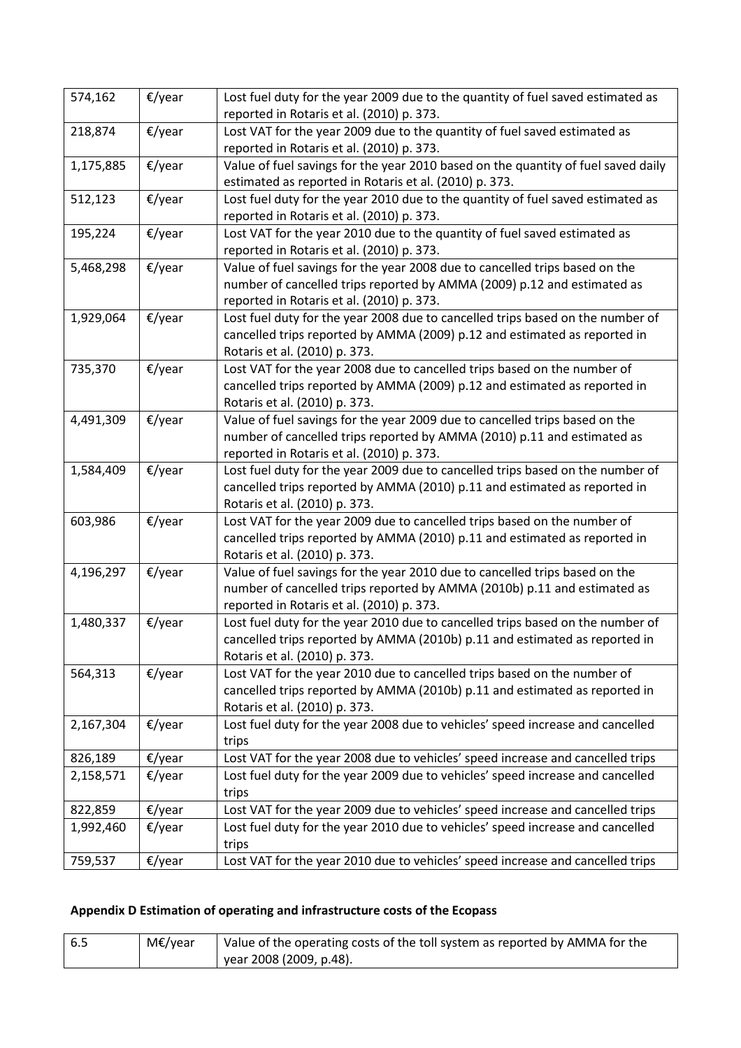| | | |
|---|---|---|
| 574,162 | €/year | Lost fuel duty for the year 2009 due to the quantity of fuel saved estimated as reported in Rotaris et al. (2010) p. 373. |
| 218,874 | €/year | Lost VAT for the year 2009 due to the quantity of fuel saved estimated as reported in Rotaris et al. (2010) p. 373. |
| 1,175,885 | €/year | Value of fuel savings for the year 2010 based on the quantity of fuel saved daily estimated as reported in Rotaris et al. (2010) p. 373. |
| 512,123 | €/year | Lost fuel duty for the year 2010 due to the quantity of fuel saved estimated as reported in Rotaris et al. (2010) p. 373. |
| 195,224 | €/year | Lost VAT for the year 2010 due to the quantity of fuel saved estimated as reported in Rotaris et al. (2010) p. 373. |
| 5,468,298 | €/year | Value of fuel savings for the year 2008 due to cancelled trips based on the number of cancelled trips reported by AMMA (2009) p.12 and estimated as reported in Rotaris et al. (2010) p. 373. |
| 1,929,064 | €/year | Lost fuel duty for the year 2008 due to cancelled trips based on the number of cancelled trips reported by AMMA (2009) p.12 and estimated as reported in Rotaris et al. (2010) p. 373. |
| 735,370 | €/year | Lost VAT for the year 2008 due to cancelled trips based on the number of cancelled trips reported by AMMA (2009) p.12 and estimated as reported in Rotaris et al. (2010) p. 373. |
| 4,491,309 | €/year | Value of fuel savings for the year 2009 due to cancelled trips based on the number of cancelled trips reported by AMMA (2010) p.11 and estimated as reported in Rotaris et al. (2010) p. 373. |
| 1,584,409 | €/year | Lost fuel duty for the year 2009 due to cancelled trips based on the number of cancelled trips reported by AMMA (2010) p.11 and estimated as reported in Rotaris et al. (2010) p. 373. |
| 603,986 | €/year | Lost VAT for the year 2009 due to cancelled trips based on the number of cancelled trips reported by AMMA (2010) p.11 and estimated as reported in Rotaris et al. (2010) p. 373. |
| 4,196,297 | €/year | Value of fuel savings for the year 2010 due to cancelled trips based on the number of cancelled trips reported by AMMA (2010b) p.11 and estimated as reported in Rotaris et al. (2010) p. 373. |
| 1,480,337 | €/year | Lost fuel duty for the year 2010 due to cancelled trips based on the number of cancelled trips reported by AMMA (2010b) p.11 and estimated as reported in Rotaris et al. (2010) p. 373. |
| 564,313 | €/year | Lost VAT for the year 2010 due to cancelled trips based on the number of cancelled trips reported by AMMA (2010b) p.11 and estimated as reported in Rotaris et al. (2010) p. 373. |
| 2,167,304 | €/year | Lost fuel duty for the year 2008 due to vehicles' speed increase and cancelled trips |
| 826,189 | €/year | Lost VAT for the year 2008 due to vehicles' speed increase and cancelled trips |
| 2,158,571 | €/year | Lost fuel duty for the year 2009 due to vehicles' speed increase and cancelled trips |
| 822,859 | €/year | Lost VAT for the year 2009 due to vehicles' speed increase and cancelled trips |
| 1,992,460 | €/year | Lost fuel duty for the year 2010 due to vehicles' speed increase and cancelled trips |
| 759,537 | €/year | Lost VAT for the year 2010 due to vehicles' speed increase and cancelled trips |

**Appendix D Estimation of operating and infrastructure costs of the Ecopass**

| | | |
|---|---|---|
| 6.5 | M€/year | Value of the operating costs of the toll system as reported by AMMA for the year 2008 (2009, p.48). |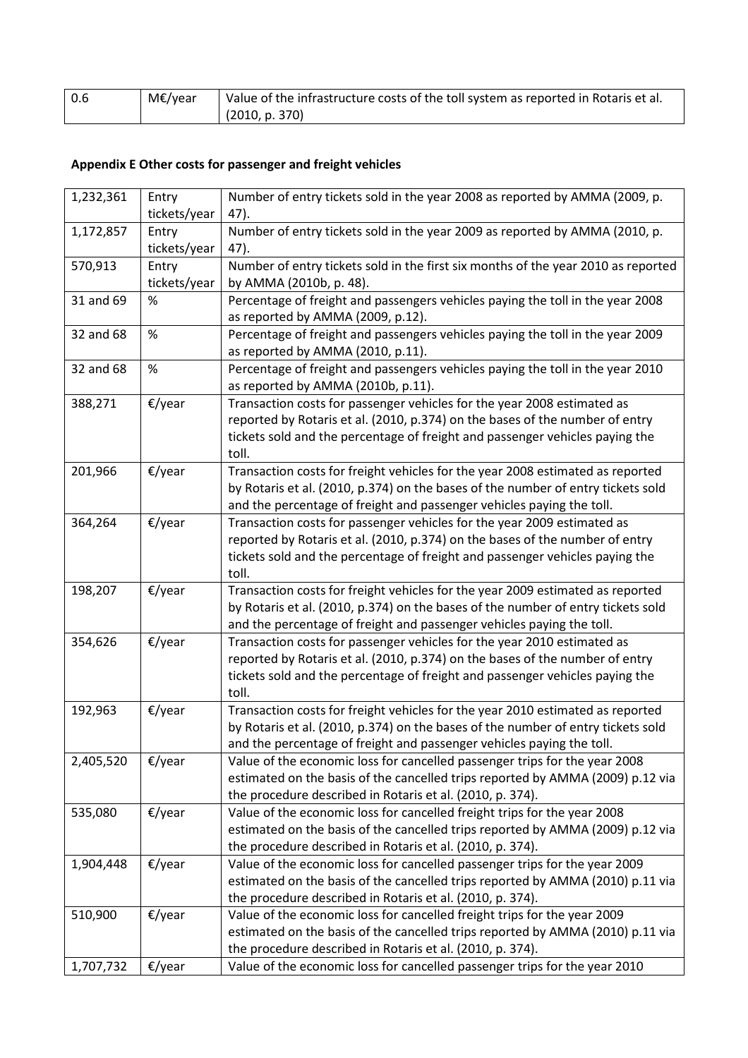| | | |
|---|---|---|
| 0.6 | M€/year | Value of the infrastructure costs of the toll system as reported in Rotaris et al. (2010, p. 370) |

**Appendix E Other costs for passenger and freight vehicles**

| | | |
|---|---|---|
| 1,232,361 | Entry tickets/year | Number of entry tickets sold in the year 2008 as reported by AMMA (2009, p. 47). |
| 1,172,857 | Entry tickets/year | Number of entry tickets sold in the year 2009 as reported by AMMA (2010, p. 47). |
| 570,913 | Entry tickets/year | Number of entry tickets sold in the first six months of the year 2010 as reported by AMMA (2010b, p. 48). |
| 31 and 69 | % | Percentage of freight and passengers vehicles paying the toll in the year 2008 as reported by AMMA (2009, p.12). |
| 32 and 68 | % | Percentage of freight and passengers vehicles paying the toll in the year 2009 as reported by AMMA (2010, p.11). |
| 32 and 68 | % | Percentage of freight and passengers vehicles paying the toll in the year 2010 as reported by AMMA (2010b, p.11). |
| 388,271 | €/year | Transaction costs for passenger vehicles for the year 2008 estimated as reported by Rotaris et al. (2010, p.374) on the bases of the number of entry tickets sold and the percentage of freight and passenger vehicles paying the toll. |
| 201,966 | €/year | Transaction costs for freight vehicles for the year 2008 estimated as reported by Rotaris et al. (2010, p.374) on the bases of the number of entry tickets sold and the percentage of freight and passenger vehicles paying the toll. |
| 364,264 | €/year | Transaction costs for passenger vehicles for the year 2009 estimated as reported by Rotaris et al. (2010, p.374) on the bases of the number of entry tickets sold and the percentage of freight and passenger vehicles paying the toll. |
| 198,207 | €/year | Transaction costs for freight vehicles for the year 2009 estimated as reported by Rotaris et al. (2010, p.374) on the bases of the number of entry tickets sold and the percentage of freight and passenger vehicles paying the toll. |
| 354,626 | €/year | Transaction costs for passenger vehicles for the year 2010 estimated as reported by Rotaris et al. (2010, p.374) on the bases of the number of entry tickets sold and the percentage of freight and passenger vehicles paying the toll. |
| 192,963 | €/year | Transaction costs for freight vehicles for the year 2010 estimated as reported by Rotaris et al. (2010, p.374) on the bases of the number of entry tickets sold and the percentage of freight and passenger vehicles paying the toll. |
| 2,405,520 | €/year | Value of the economic loss for cancelled passenger trips for the year 2008 estimated on the basis of the cancelled trips reported by AMMA (2009) p.12 via the procedure described in Rotaris et al. (2010, p. 374). |
| 535,080 | €/year | Value of the economic loss for cancelled freight trips for the year 2008 estimated on the basis of the cancelled trips reported by AMMA (2009) p.12 via the procedure described in Rotaris et al. (2010, p. 374). |
| 1,904,448 | €/year | Value of the economic loss for cancelled passenger trips for the year 2009 estimated on the basis of the cancelled trips reported by AMMA (2010) p.11 via the procedure described in Rotaris et al. (2010, p. 374). |
| 510,900 | €/year | Value of the economic loss for cancelled freight trips for the year 2009 estimated on the basis of the cancelled trips reported by AMMA (2010) p.11 via the procedure described in Rotaris et al. (2010, p. 374). |
| 1,707,732 | €/year | Value of the economic loss for cancelled passenger trips for the year 2010 |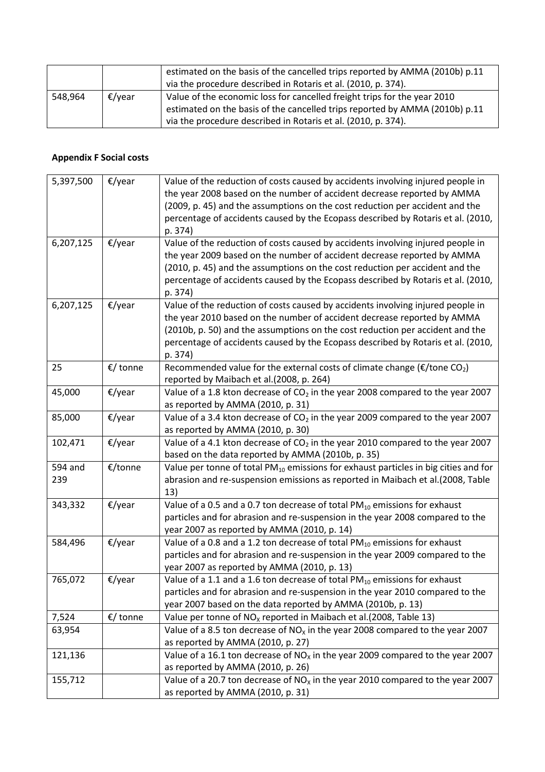| | | estimated on the basis of the cancelled trips reported by AMMA (2010b) p.11 via the procedure described in Rotaris et al. (2010, p. 374). |
|---|---|---|
| 548,964 | €/year | Value of the economic loss for cancelled freight trips for the year 2010 estimated on the basis of the cancelled trips reported by AMMA (2010b) p.11 via the procedure described in Rotaris et al. (2010, p. 374). |

**Appendix F Social costs**

| | | |
|---|---|---|
| 5,397,500 | €/year | Value of the reduction of costs caused by accidents involving injured people in the year 2008 based on the number of accident decrease reported by AMMA (2009, p. 45) and the assumptions on the cost reduction per accident and the percentage of accidents caused by the Ecopass described by Rotaris et al. (2010, p. 374) |
| 6,207,125 | €/year | Value of the reduction of costs caused by accidents involving injured people in the year 2009 based on the number of accident decrease reported by AMMA (2010, p. 45) and the assumptions on the cost reduction per accident and the percentage of accidents caused by the Ecopass described by Rotaris et al. (2010, p. 374) |
| 6,207,125 | €/year | Value of the reduction of costs caused by accidents involving injured people in the year 2010 based on the number of accident decrease reported by AMMA (2010b, p. 50) and the assumptions on the cost reduction per accident and the percentage of accidents caused by the Ecopass described by Rotaris et al. (2010, p. 374) |
| 25 | €/ tonne | Recommended value for the external costs of climate change (€/tone $CO_2$) reported by Maibach et al.(2008, p. 264) |
| 45,000 | €/year | Value of a 1.8 kton decrease of $CO_2$ in the year 2008 compared to the year 2007 as reported by AMMA (2010, p. 31) |
| 85,000 | €/year | Value of a 3.4 kton decrease of $CO_2$ in the year 2009 compared to the year 2007 as reported by AMMA (2010, p. 30) |
| 102,471 | €/year | Value of a 4.1 kton decrease of $CO_2$ in the year 2010 compared to the year 2007 based on the data reported by AMMA (2010b, p. 35) |
| 594 and 239 | €/tonne | Value per tonne of total $PM_{10}$ emissions for exhaust particles in big cities and for abrasion and re-suspension emissions as reported in Maibach et al.(2008, Table 13) |
| 343,332 | €/year | Value of a 0.5 and a 0.7 ton decrease of total $PM_{10}$ emissions for exhaust particles and for abrasion and re-suspension in the year 2008 compared to the year 2007 as reported by AMMA (2010, p. 14) |
| 584,496 | €/year | Value of a 0.8 and a 1.2 ton decrease of total $PM_{10}$ emissions for exhaust particles and for abrasion and re-suspension in the year 2009 compared to the year 2007 as reported by AMMA (2010, p. 13) |
| 765,072 | €/year | Value of a 1.1 and a 1.6 ton decrease of total $PM_{10}$ emissions for exhaust particles and for abrasion and re-suspension in the year 2010 compared to the year 2007 based on the data reported by AMMA (2010b, p. 13) |
| 7,524 | €/ tonne | Value per tonne of $NO_X$ reported in Maibach et al.(2008, Table 13) |
| 63,954 | | Value of a 8.5 ton decrease of $NO_X$ in the year 2008 compared to the year 2007 as reported by AMMA (2010, p. 27) |
| 121,136 | | Value of a 16.1 ton decrease of $NO_X$ in the year 2009 compared to the year 2007 as reported by AMMA (2010, p. 26) |
| 155,712 | | Value of a 20.7 ton decrease of $NO_X$ in the year 2010 compared to the year 2007 as reported by AMMA (2010, p. 31) |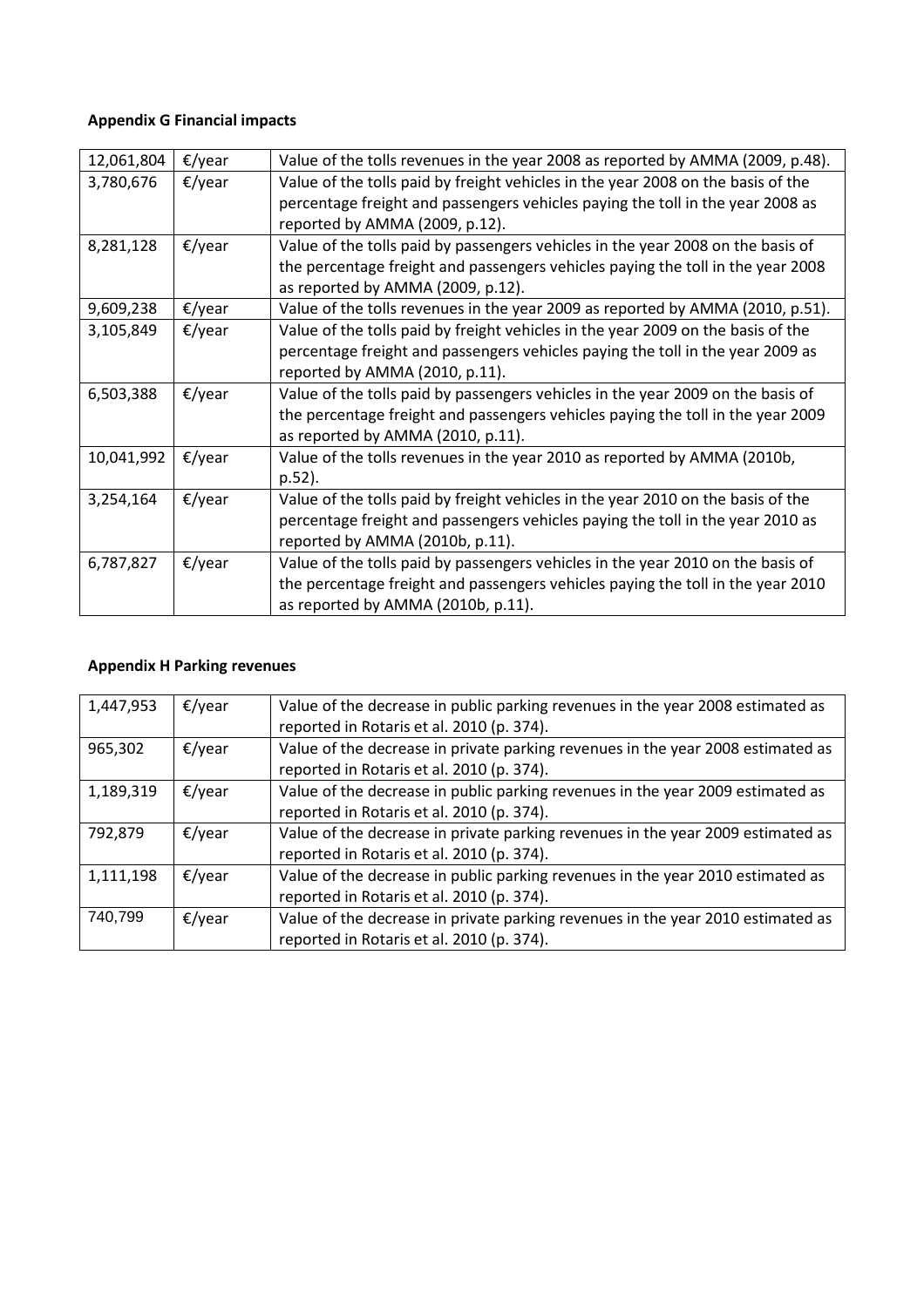**Appendix G Financial impacts**

| | | |
|---|---|---|
| 12,061,804 | €/year | Value of the tolls revenues in the year 2008 as reported by AMMA (2009, p.48). |
| 3,780,676 | €/year | Value of the tolls paid by freight vehicles in the year 2008 on the basis of the percentage freight and passengers vehicles paying the toll in the year 2008 as reported by AMMA (2009, p.12). |
| 8,281,128 | €/year | Value of the tolls paid by passengers vehicles in the year 2008 on the basis of the percentage freight and passengers vehicles paying the toll in the year 2008 as reported by AMMA (2009, p.12). |
| 9,609,238 | €/year | Value of the tolls revenues in the year 2009 as reported by AMMA (2010, p.51). |
| 3,105,849 | €/year | Value of the tolls paid by freight vehicles in the year 2009 on the basis of the percentage freight and passengers vehicles paying the toll in the year 2009 as reported by AMMA (2010, p.11). |
| 6,503,388 | €/year | Value of the tolls paid by passengers vehicles in the year 2009 on the basis of the percentage freight and passengers vehicles paying the toll in the year 2009 as reported by AMMA (2010, p.11). |
| 10,041,992 | €/year | Value of the tolls revenues in the year 2010 as reported by AMMA (2010b, p.52). |
| 3,254,164 | €/year | Value of the tolls paid by freight vehicles in the year 2010 on the basis of the percentage freight and passengers vehicles paying the toll in the year 2010 as reported by AMMA (2010b, p.11). |
| 6,787,827 | €/year | Value of the tolls paid by passengers vehicles in the year 2010 on the basis of the percentage freight and passengers vehicles paying the toll in the year 2010 as reported by AMMA (2010b, p.11). |

**Appendix H Parking revenues**

| | | |
|---|---|---|
| 1,447,953 | €/year | Value of the decrease in public parking revenues in the year 2008 estimated as reported in Rotaris et al. 2010 (p. 374). |
| 965,302 | €/year | Value of the decrease in private parking revenues in the year 2008 estimated as reported in Rotaris et al. 2010 (p. 374). |
| 1,189,319 | €/year | Value of the decrease in public parking revenues in the year 2009 estimated as reported in Rotaris et al. 2010 (p. 374). |
| 792,879 | €/year | Value of the decrease in private parking revenues in the year 2009 estimated as reported in Rotaris et al. 2010 (p. 374). |
| 1,111,198 | €/year | Value of the decrease in public parking revenues in the year 2010 estimated as reported in Rotaris et al. 2010 (p. 374). |
| 740,799 | €/year | Value of the decrease in private parking revenues in the year 2010 estimated as reported in Rotaris et al. 2010 (p. 374). |